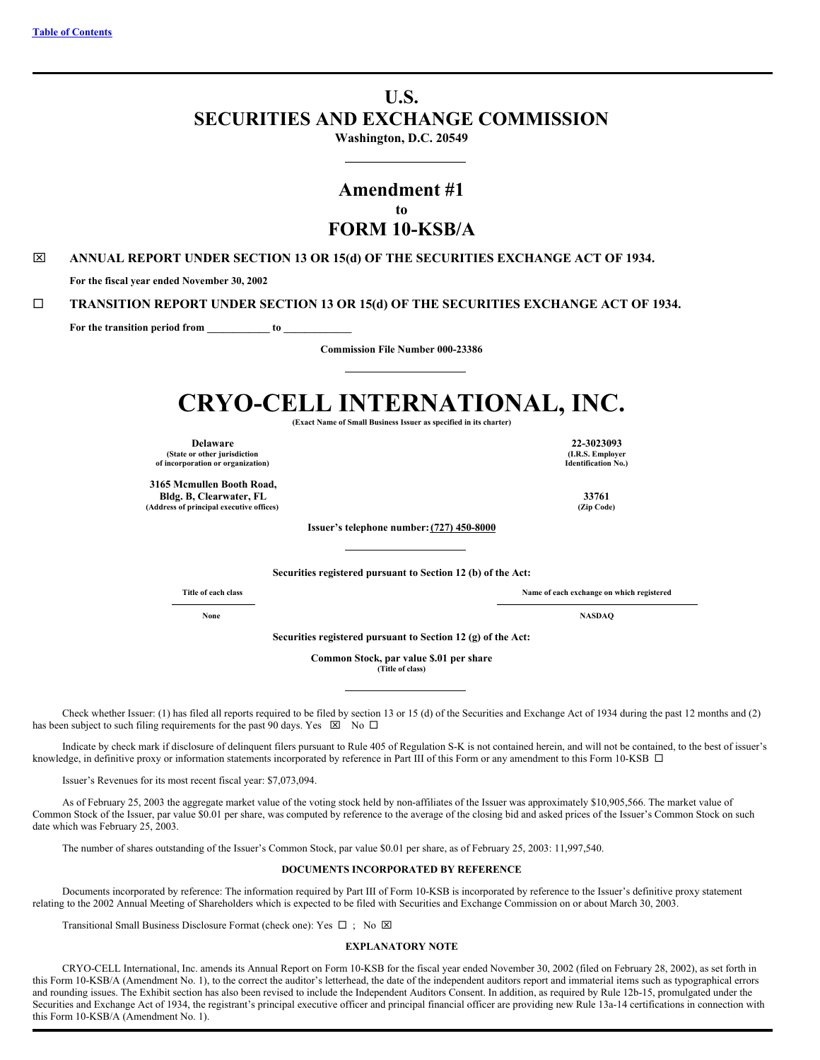Table of Contents

# U.S.
# SECURITIES AND EXCHANGE COMMISSION

**Washington, D.C. 20549**

## Amendment #1
**to**
## FORM 10-KSB/A

☒ **ANNUAL REPORT UNDER SECTION 13 OR 15(d) OF THE SECURITIES EXCHANGE ACT OF 1934.**

**For the fiscal year ended November 30, 2002**

☐ **TRANSITION REPORT UNDER SECTION 13 OR 15(d) OF THE SECURITIES EXCHANGE ACT OF 1934.**

**For the transition period from ___________ to ____________**

**Commission File Number 000-23386**

# CRYO-CELL INTERNATIONAL, INC.

**(Exact Name of Small Business Issuer as specified in its charter)**

| | |
|---|---|
| **Delaware** | **22-3023093** |
| **(State or other jurisdiction of incorporation or organization)** | **(I.R.S. Employer Identification No.)** |
| **3165 Mcmullen Booth Road, Bldg. B, Clearwater, FL** | **33761** |
| **(Address of principal executive offices)** | **(Zip Code)** |

**Issuer's telephone number: (727) 450-8000**

**Securities registered pursuant to Section 12 (b) of the Act:**

| Title of each class | Name of each exchange on which registered |
|---|---|
| None | NASDAQ |

**Securities registered pursuant to Section 12 (g) of the Act:**

**Common Stock, par value $.01 per share**
**(Title of class)**

Check whether Issuer: (1) has filed all reports required to be filed by section 13 or 15 (d) of the Securities and Exchange Act of 1934 during the past 12 months and (2) has been subject to such filing requirements for the past 90 days. Yes ☒ No ☐

Indicate by check mark if disclosure of delinquent filers pursuant to Rule 405 of Regulation S-K is not contained herein, and will not be contained, to the best of issuer's knowledge, in definitive proxy or information statements incorporated by reference in Part III of this Form or any amendment to this Form 10-KSB ☐

Issuer's Revenues for its most recent fiscal year: $7,073,094.

As of February 25, 2003 the aggregate market value of the voting stock held by non-affiliates of the Issuer was approximately $10,905,566. The market value of Common Stock of the Issuer, par value $0.01 per share, was computed by reference to the average of the closing bid and asked prices of the Issuer's Common Stock on such date which was February 25, 2003.

The number of shares outstanding of the Issuer's Common Stock, par value $0.01 per share, as of February 25, 2003: 11,997,540.

**DOCUMENTS INCORPORATED BY REFERENCE**

Documents incorporated by reference: The information required by Part III of Form 10-KSB is incorporated by reference to the Issuer's definitive proxy statement relating to the 2002 Annual Meeting of Shareholders which is expected to be filed with Securities and Exchange Commission on or about March 30, 2003.

Transitional Small Business Disclosure Format (check one): Yes ☐ ; No ☒

**EXPLANATORY NOTE**

CRYO-CELL International, Inc. amends its Annual Report on Form 10-KSB for the fiscal year ended November 30, 2002 (filed on February 28, 2002), as set forth in this Form 10-KSB/A (Amendment No. 1), to the correct the auditor's letterhead, the date of the independent auditors report and immaterial items such as typographical errors and rounding issues. The Exhibit section has also been revised to include the Independent Auditors Consent. In addition, as required by Rule 12b-15, promulgated under the Securities and Exchange Act of 1934, the registrant's principal executive officer and principal financial officer are providing new Rule 13a-14 certifications in connection with this Form 10-KSB/A (Amendment No. 1).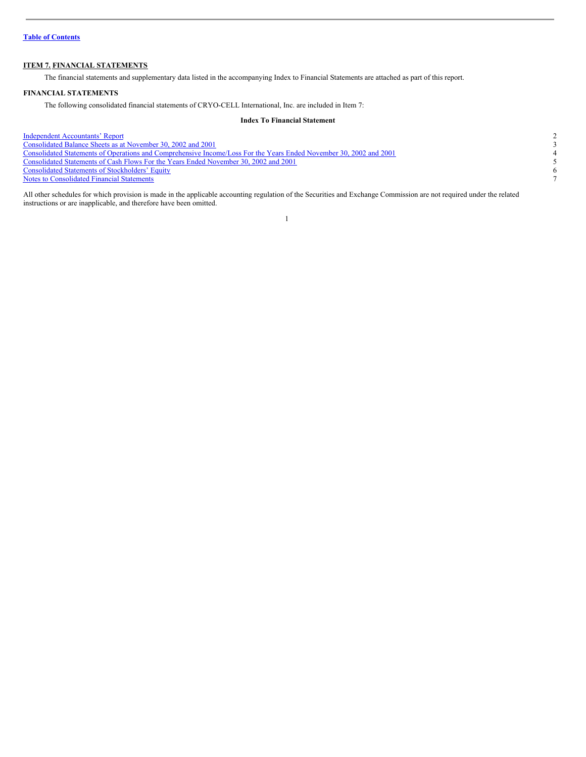Table of Contents

## ITEM 7. FINANCIAL STATEMENTS

The financial statements and supplementary data listed in the accompanying Index to Financial Statements are attached as part of this report.

### FINANCIAL STATEMENTS

The following consolidated financial statements of CRYO-CELL International, Inc. are included in Item 7:

**Index To Financial Statement**

| | |
|---|---|
| Independent Accountants' Report | 2 |
| Consolidated Balance Sheets as at November 30, 2002 and 2001 | 3 |
| Consolidated Statements of Operations and Comprehensive Income/Loss For the Years Ended November 30, 2002 and 2001 | 4 |
| Consolidated Statements of Cash Flows For the Years Ended November 30, 2002 and 2001 | 5 |
| Consolidated Statements of Stockholders' Equity | 6 |
| Notes to Consolidated Financial Statements | 7 |

All other schedules for which provision is made in the applicable accounting regulation of the Securities and Exchange Commission are not required under the related instructions or are inapplicable, and therefore have been omitted.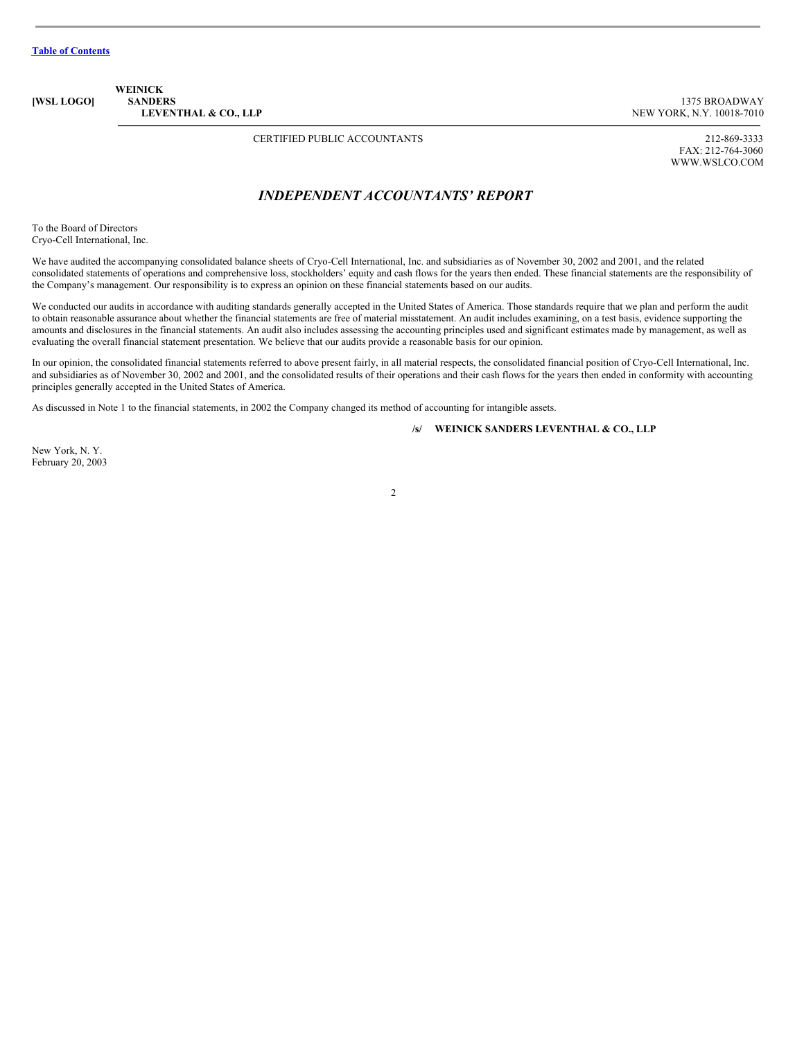[Table of Contents](#)

[WSL LOGO] **WEINICK SANDERS LEVENTHAL & CO., LLP**

1375 BROADWAY
NEW YORK, N.Y. 10018-7010

CERTIFIED PUBLIC ACCOUNTANTS

212-869-3333
FAX: 212-764-3060
WWW.WSLCO.COM

# *INDEPENDENT ACCOUNTANTS' REPORT*

To the Board of Directors
Cryo-Cell International, Inc.

We have audited the accompanying consolidated balance sheets of Cryo-Cell International, Inc. and subsidiaries as of November 30, 2002 and 2001, and the related consolidated statements of operations and comprehensive loss, stockholders' equity and cash flows for the years then ended. These financial statements are the responsibility of the Company's management. Our responsibility is to express an opinion on these financial statements based on our audits.

We conducted our audits in accordance with auditing standards generally accepted in the United States of America. Those standards require that we plan and perform the audit to obtain reasonable assurance about whether the financial statements are free of material misstatement. An audit includes examining, on a test basis, evidence supporting the amounts and disclosures in the financial statements. An audit also includes assessing the accounting principles used and significant estimates made by management, as well as evaluating the overall financial statement presentation. We believe that our audits provide a reasonable basis for our opinion.

In our opinion, the consolidated financial statements referred to above present fairly, in all material respects, the consolidated financial position of Cryo-Cell International, Inc. and subsidiaries as of November 30, 2002 and 2001, and the consolidated results of their operations and their cash flows for the years then ended in conformity with accounting principles generally accepted in the United States of America.

As discussed in Note 1 to the financial statements, in 2002 the Company changed its method of accounting for intangible assets.

**/s/ WEINICK SANDERS LEVENTHAL & CO., LLP**

New York, N. Y.
February 20, 2003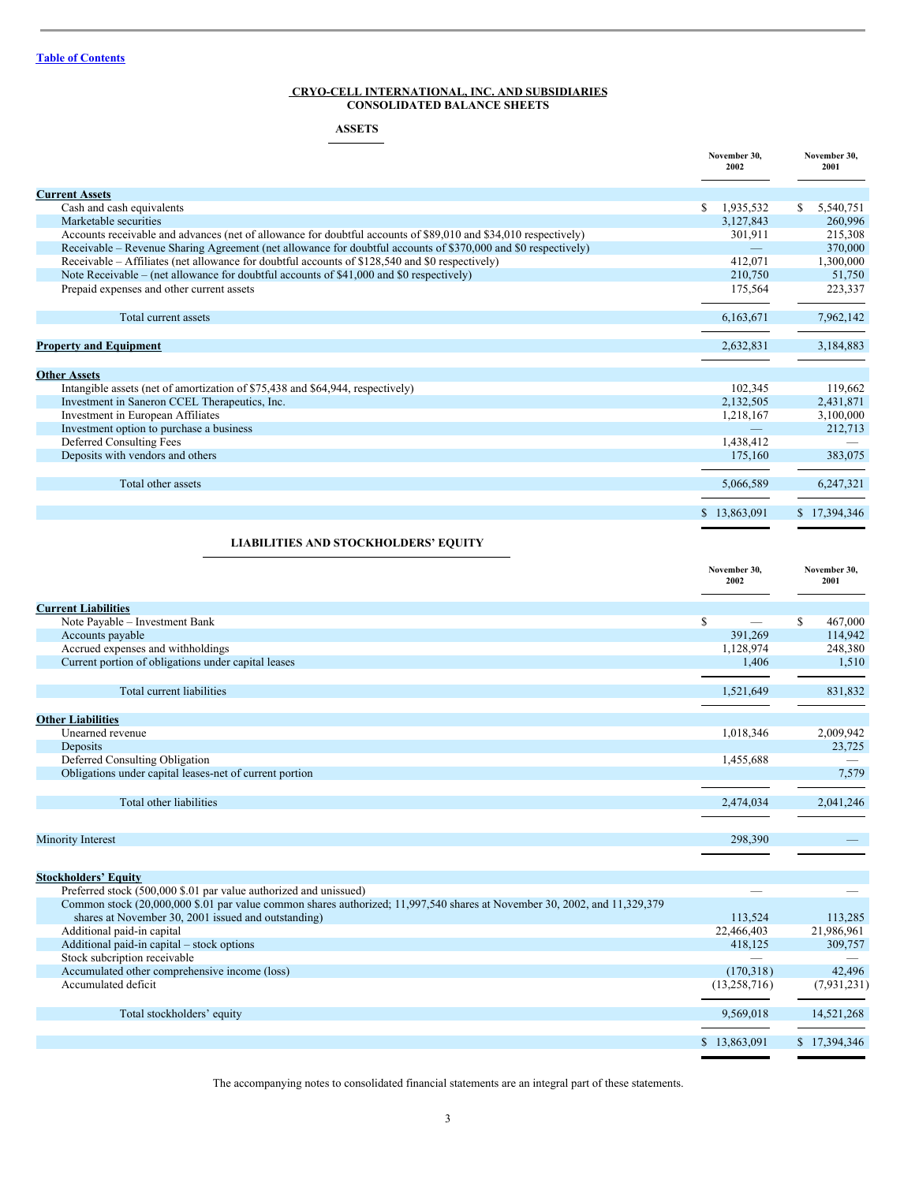[Table of Contents](#)

# CRYO-CELL INTERNATIONAL, INC. AND SUBSIDIARIES
## CONSOLIDATED BALANCE SHEETS

### ASSETS

| | November 30, 2002 | November 30, 2001 |
|---|---|---|
| **Current Assets** | | |
| Cash and cash equivalents | $ 1,935,532 | $ 5,540,751 |
| Marketable securities | 3,127,843 | 260,996 |
| Accounts receivable and advances (net of allowance for doubtful accounts of $89,010 and $34,010 respectively) | 301,911 | 215,308 |
| Receivable – Revenue Sharing Agreement (net allowance for doubtful accounts of $370,000 and $0 respectively) | — | 370,000 |
| Receivable – Affiliates (net allowance for doubtful accounts of $128,540 and $0 respectively) | 412,071 | 1,300,000 |
| Note Receivable – (net allowance for doubtful accounts of $41,000 and $0 respectively) | 210,750 | 51,750 |
| Prepaid expenses and other current assets | 175,564 | 223,337 |
| Total current assets | 6,163,671 | 7,962,142 |
| **Property and Equipment** | 2,632,831 | 3,184,883 |
| **Other Assets** | | |
| Intangible assets (net of amortization of $75,438 and $64,944, respectively) | 102,345 | 119,662 |
| Investment in Saneron CCEL Therapeutics, Inc. | 2,132,505 | 2,431,871 |
| Investment in European Affiliates | 1,218,167 | 3,100,000 |
| Investment option to purchase a business | — | 212,713 |
| Deferred Consulting Fees | 1,438,412 | — |
| Deposits with vendors and others | 175,160 | 383,075 |
| Total other assets | 5,066,589 | 6,247,321 |
| | $ 13,863,091 | $ 17,394,346 |

### LIABILITIES AND STOCKHOLDERS' EQUITY

| | November 30, 2002 | November 30, 2001 |
|---|---|---|
| **Current Liabilities** | | |
| Note Payable – Investment Bank | $ — | $ 467,000 |
| Accounts payable | 391,269 | 114,942 |
| Accrued expenses and withholdings | 1,128,974 | 248,380 |
| Current portion of obligations under capital leases | 1,406 | 1,510 |
| Total current liabilities | 1,521,649 | 831,832 |
| **Other Liabilities** | | |
| Unearned revenue | 1,018,346 | 2,009,942 |
| Deposits | | 23,725 |
| Deferred Consulting Obligation | 1,455,688 | — |
| Obligations under capital leases-net of current portion | | 7,579 |
| Total other liabilities | 2,474,034 | 2,041,246 |
| Minority Interest | 298,390 | — |
| **Stockholders' Equity** | | |
| Preferred stock (500,000 $.01 par value authorized and unissued) | — | — |
| Common stock (20,000,000 $.01 par value common shares authorized; 11,997,540 shares at November 30, 2002, and 11,329,379 shares at November 30, 2001 issued and outstanding) | 113,524 | 113,285 |
| Additional paid-in capital | 22,466,403 | 21,986,961 |
| Additional paid-in capital – stock options | 418,125 | 309,757 |
| Stock subcription receivable | — | — |
| Accumulated other comprehensive income (loss) | (170,318) | 42,496 |
| Accumulated deficit | (13,258,716) | (7,931,231) |
| Total stockholders' equity | 9,569,018 | 14,521,268 |
| | $ 13,863,091 | $ 17,394,346 |

The accompanying notes to consolidated financial statements are an integral part of these statements.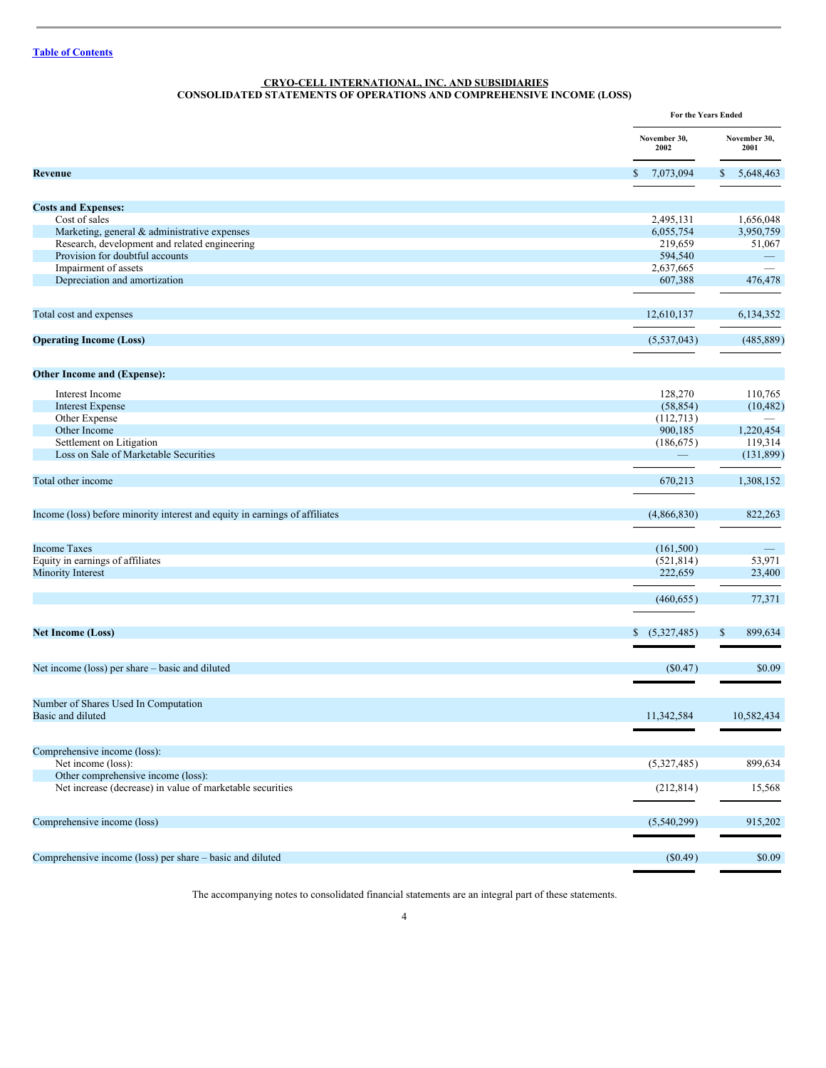[Table of Contents](#)

## CRYO-CELL INTERNATIONAL, INC. AND SUBSIDIARIES
## CONSOLIDATED STATEMENTS OF OPERATIONS AND COMPREHENSIVE INCOME (LOSS)

| | For the Years Ended | |
|---|---|---|
| | November 30, 2002 | November 30, 2001 |
| **Revenue** | $ 7,073,094 | $ 5,648,463 |
| **Costs and Expenses:** | | |
| Cost of sales | 2,495,131 | 1,656,048 |
| Marketing, general & administrative expenses | 6,055,754 | 3,950,759 |
| Research, development and related engineering | 219,659 | 51,067 |
| Provision for doubtful accounts | 594,540 | — |
| Impairment of assets | 2,637,665 | — |
| Depreciation and amortization | 607,388 | 476,478 |
| Total cost and expenses | 12,610,137 | 6,134,352 |
| **Operating Income (Loss)** | (5,537,043) | (485,889) |
| **Other Income and (Expense):** | | |
| Interest Income | 128,270 | 110,765 |
| Interest Expense | (58,854) | (10,482) |
| Other Expense | (112,713) | — |
| Other Income | 900,185 | 1,220,454 |
| Settlement on Litigation | (186,675) | 119,314 |
| Loss on Sale of Marketable Securities | — | (131,899) |
| Total other income | 670,213 | 1,308,152 |
| Income (loss) before minority interest and equity in earnings of affiliates | (4,866,830) | 822,263 |
| Income Taxes | (161,500) | — |
| Equity in earnings of affiliates | (521,814) | 53,971 |
| Minority Interest | 222,659 | 23,400 |
| | (460,655) | 77,371 |
| **Net Income (Loss)** | $ (5,327,485) | $ 899,634 |
| Net income (loss) per share – basic and diluted | ($0.47) | $0.09 |
| Number of Shares Used In Computation Basic and diluted | 11,342,584 | 10,582,434 |
| Comprehensive income (loss): | | |
| Net income (loss): | (5,327,485) | 899,634 |
| Other comprehensive income (loss): | | |
| Net increase (decrease) in value of marketable securities | (212,814) | 15,568 |
| Comprehensive income (loss) | (5,540,299) | 915,202 |
| Comprehensive income (loss) per share – basic and diluted | ($0.49) | $0.09 |

The accompanying notes to consolidated financial statements are an integral part of these statements.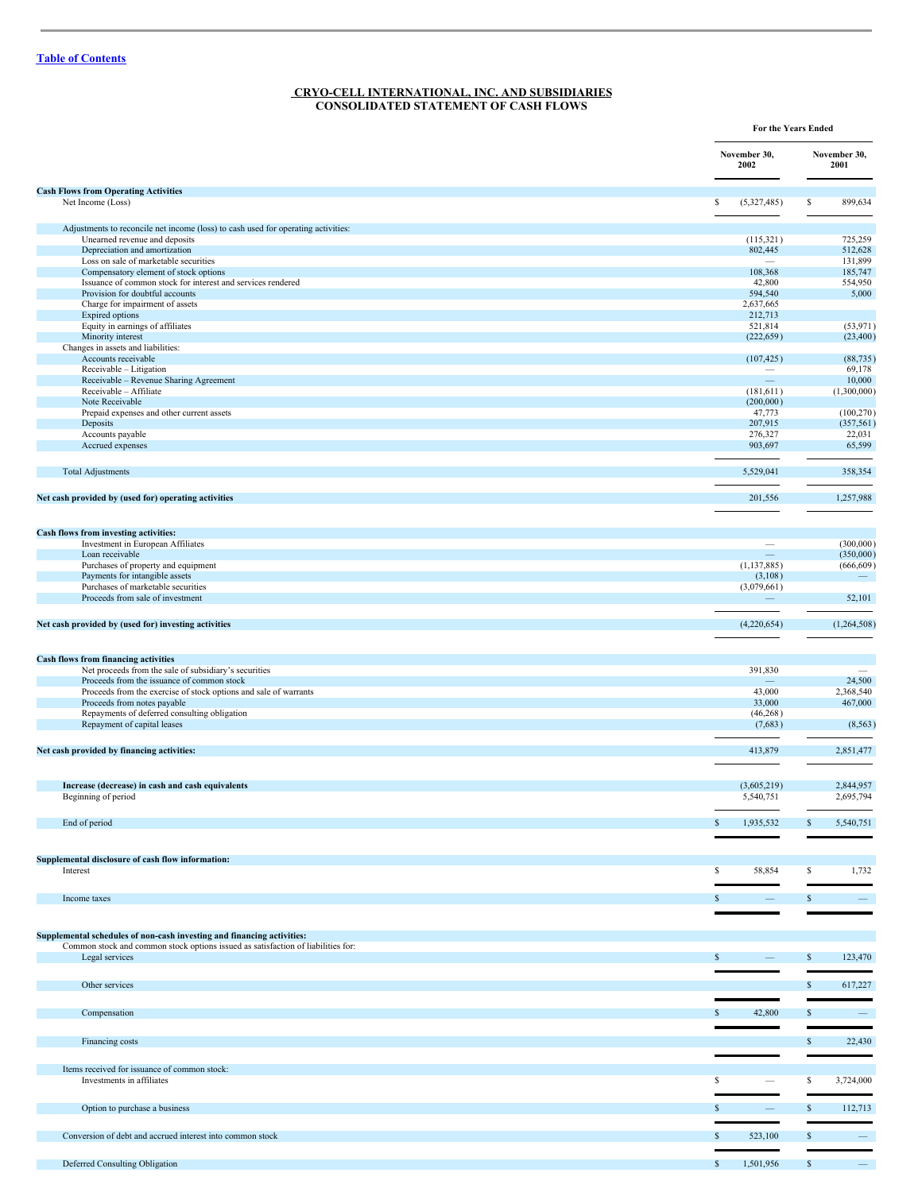Table of Contents

## CRYO-CELL INTERNATIONAL, INC. AND SUBSIDIARIES
## CONSOLIDATED STATEMENT OF CASH FLOWS

| | For the Years Ended | |
|---|---|---|
| | November 30, 2002 | November 30, 2001 |
| **Cash Flows from Operating Activities** | | |
| Net Income (Loss) | $ (5,327,485) | $ 899,634 |
| Adjustments to reconcile net income (loss) to cash used for operating activities: | | |
| Unearned revenue and deposits | (115,321) | 725,259 |
| Depreciation and amortization | 802,445 | 512,628 |
| Loss on sale of marketable securities | — | 131,899 |
| Compensatory element of stock options | 108,368 | 185,747 |
| Issuance of common stock for interest and services rendered | 42,800 | 554,950 |
| Provision for doubtful accounts | 594,540 | 5,000 |
| Charge for impairment of assets | 2,637,665 | |
| Expired options | 212,713 | |
| Equity in earnings of affiliates | 521,814 | (53,971) |
| Minority interest | (222,659) | (23,400) |
| Changes in assets and liabilities: | | |
| Accounts receivable | (107,425) | (88,735) |
| Receivable – Litigation | — | 69,178 |
| Receivable – Revenue Sharing Agreement | — | 10,000 |
| Receivable – Affiliate | (181,611) | (1,300,000) |
| Note Receivable | (200,000) | |
| Prepaid expenses and other current assets | 47,773 | (100,270) |
| Deposits | 207,915 | (357,561) |
| Accounts payable | 276,327 | 22,031 |
| Accrued expenses | 903,697 | 65,599 |
| Total Adjustments | 5,529,041 | 358,354 |
| **Net cash provided by (used for) operating activities** | 201,556 | 1,257,988 |
| **Cash flows from investing activities:** | | |
| Investment in European Affiliates | — | (300,000) |
| Loan receivable | — | (350,000) |
| Purchases of property and equipment | (1,137,885) | (666,609) |
| Payments for intangible assets | (3,108) | — |
| Purchases of marketable securities | (3,079,661) | |
| Proceeds from sale of investment | — | 52,101 |
| **Net cash provided by (used for) investing activities** | (4,220,654) | (1,264,508) |
| **Cash flows from financing activities** | | |
| Net proceeds from the sale of subsidiary's securities | 391,830 | — |
| Proceeds from the issuance of common stock | — | 24,500 |
| Proceeds from the exercise of stock options and sale of warrants | 43,000 | 2,368,540 |
| Proceeds from notes payable | 33,000 | 467,000 |
| Repayments of deferred consulting obligation | (46,268) | |
| Repayment of capital leases | (7,683) | (8,563) |
| **Net cash provided by financing activities:** | 413,879 | 2,851,477 |
| **Increase (decrease) in cash and cash equivalents** | (3,605,219) | 2,844,957 |
| Beginning of period | 5,540,751 | 2,695,794 |
| End of period | $ 1,935,532 | $ 5,540,751 |
| **Supplemental disclosure of cash flow information:** | | |
| Interest | $ 58,854 | $ 1,732 |
| Income taxes | $ — | $ — |
| **Supplemental schedules of non-cash investing and financing activities:** | | |
| Common stock and common stock options issued as satisfaction of liabilities for: | | |
| Legal services | $ — | $ 123,470 |
| Other services | | $ 617,227 |
| Compensation | $ 42,800 | $ — |
| Financing costs | | $ 22,430 |
| Items received for issuance of common stock: | | |
| Investments in affiliates | $ — | $ 3,724,000 |
| Option to purchase a business | $ — | $ 112,713 |
| Conversion of debt and accrued interest into common stock | $ 523,100 | $ — |
| Deferred Consulting Obligation | $ 1,501,956 | $ — |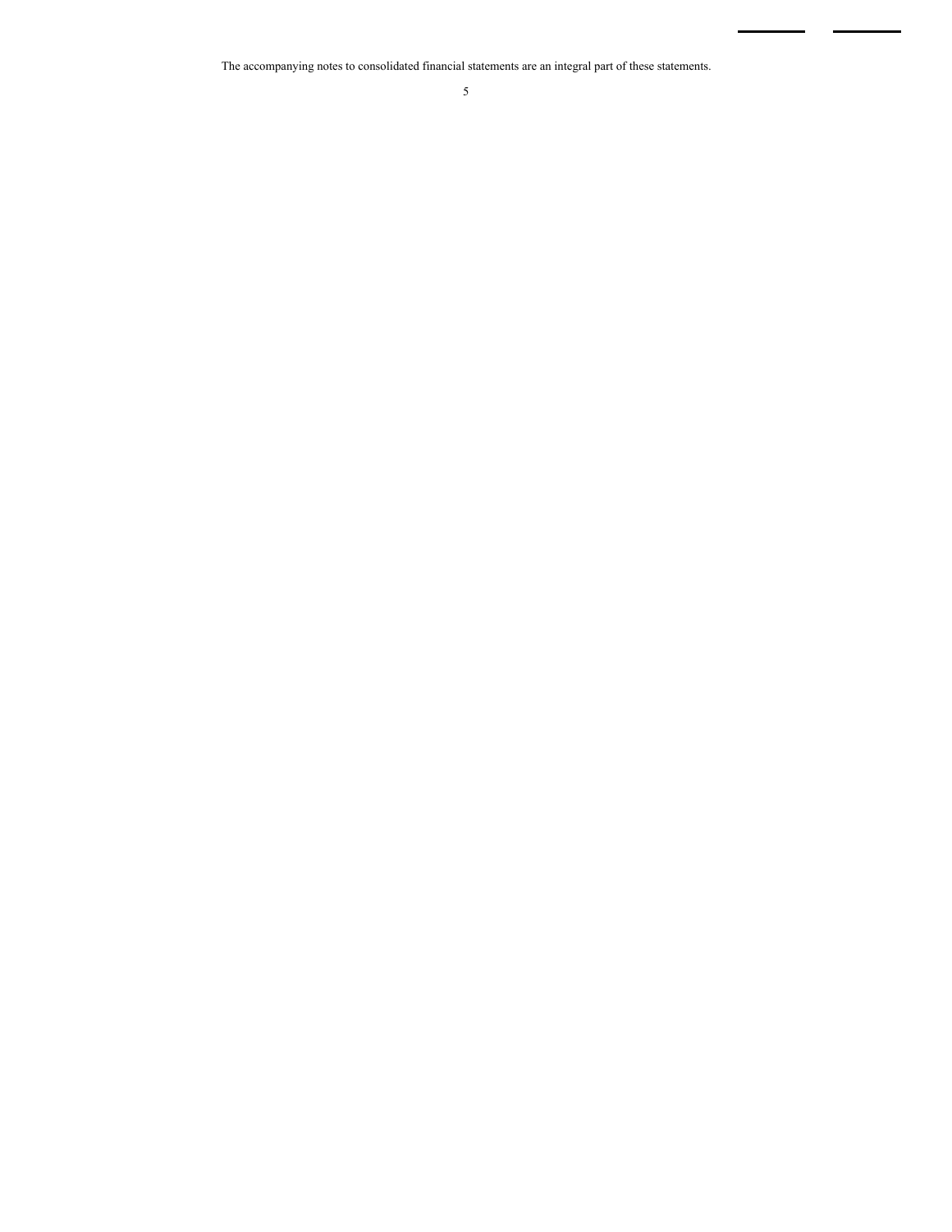The accompanying notes to consolidated financial statements are an integral part of these statements.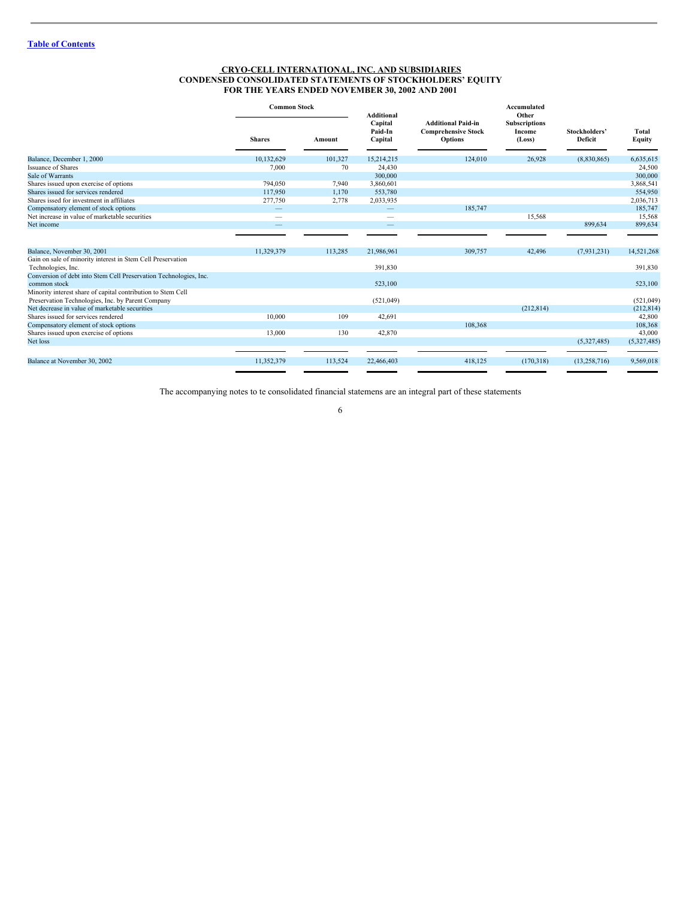[Table of Contents](#)

## CRYO-CELL INTERNATIONAL, INC. AND SUBSIDIARIES
## CONDENSED CONSOLIDATED STATEMENTS OF STOCKHOLDERS' EQUITY
## FOR THE YEARS ENDED NOVEMBER 30, 2002 AND 2001

| | Common Stock | | Additional Capital Paid-In Capital | Additional Paid-in Comprehensive Stock Options | Accumulated Other Subscriptions Income (Loss) | Stockholders' Deficit | Total Equity |
|---|---|---|---|---|---|---|---|
| | Shares | Amount | | | | | |
| Balance, December 1, 2000 | 10,132,629 | 101,327 | 15,214,215 | 124,010 | 26,928 | (8,830,865) | 6,635,615 |
| Issuance of Shares | 7,000 | 70 | 24,430 | | | | 24,500 |
| Sale of Warrants | | | 300,000 | | | | 300,000 |
| Shares issued upon exercise of options | 794,050 | 7,940 | 3,860,601 | | | | 3,868,541 |
| Shares issued for services rendered | 117,950 | 1,170 | 553,780 | | | | 554,950 |
| Shares issed for investment in affiliates | 277,750 | 2,778 | 2,033,935 | | | | 2,036,713 |
| Compensatory element of stock options | — | | — | 185,747 | | | 185,747 |
| Net increase in value of marketable securities | — | | — | | 15,568 | | 15,568 |
| Net income | — | | — | | | 899,634 | 899,634 |
| Balance, November 30, 2001 | 11,329,379 | 113,285 | 21,986,961 | 309,757 | 42,496 | (7,931,231) | 14,521,268 |
| Gain on sale of minority interest in Stem Cell Preservation Technologies, Inc. | | | 391,830 | | | | 391,830 |
| Conversion of debt into Stem Cell Preservation Technologies, Inc. common stock | | | 523,100 | | | | 523,100 |
| Minority interest share of capital contribution to Stem Cell Preservation Technologies, Inc. by Parent Company | | | (521,049) | | | | (521,049) |
| Net decrease in value of marketable securities | | | | | (212,814) | | (212,814) |
| Shares issued for services rendered | 10,000 | 109 | 42,691 | | | | 42,800 |
| Compensatory element of stock options | | | | 108,368 | | | 108,368 |
| Shares issued upon exercise of options | 13,000 | 130 | 42,870 | | | | 43,000 |
| Net loss | | | | | | (5,327,485) | (5,327,485) |
| Balance at November 30, 2002 | 11,352,379 | 113,524 | 22,466,403 | 418,125 | (170,318) | (13,258,716) | 9,569,018 |

The accompanying notes to te consolidated financial statemens are an integral part of these statements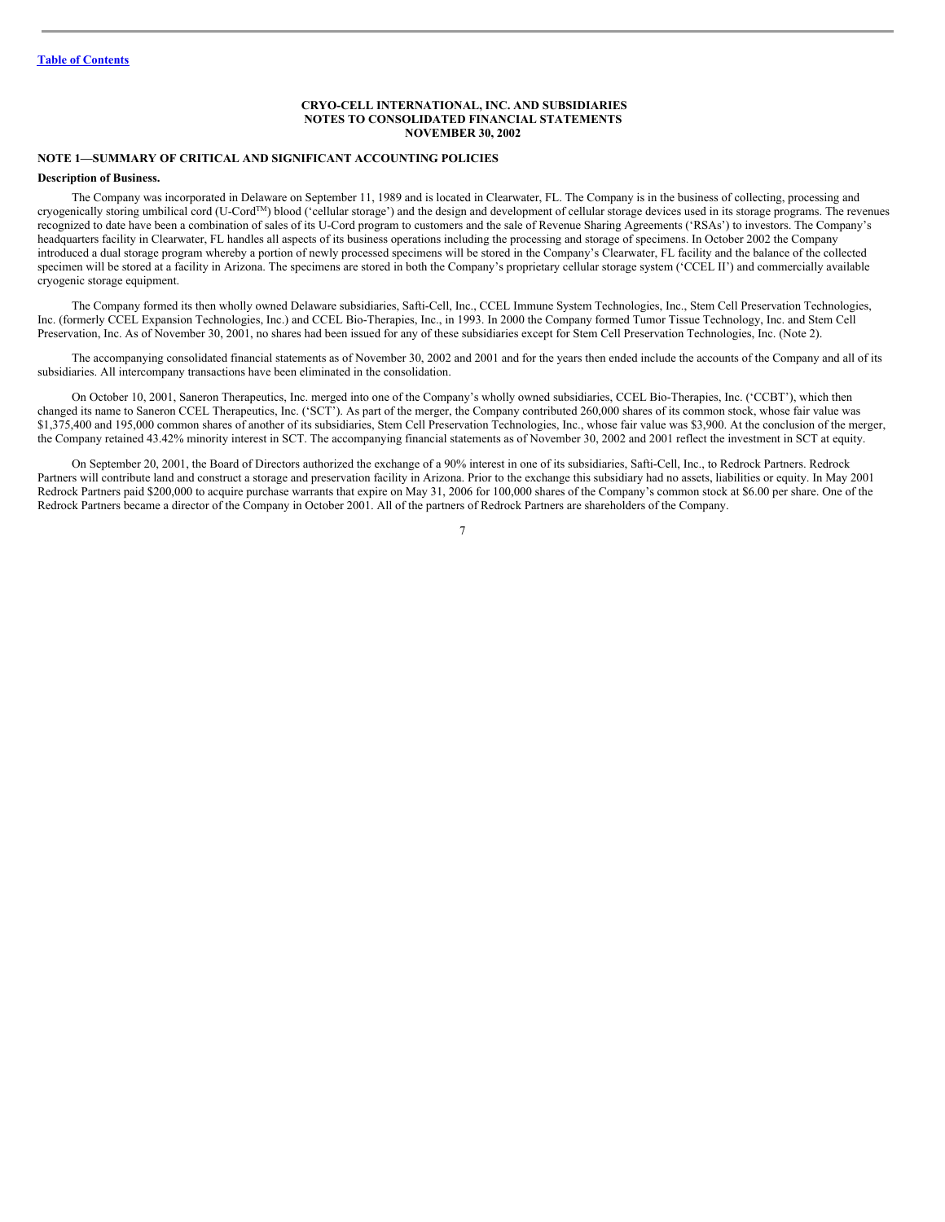CRYO-CELL INTERNATIONAL, INC. AND SUBSIDIARIES
NOTES TO CONSOLIDATED FINANCIAL STATEMENTS
NOVEMBER 30, 2002

## NOTE 1—SUMMARY OF CRITICAL AND SIGNIFICANT ACCOUNTING POLICIES

**Description of Business.**

The Company was incorporated in Delaware on September 11, 1989 and is located in Clearwater, FL. The Company is in the business of collecting, processing and cryogenically storing umbilical cord (U-Cord™) blood ('cellular storage') and the design and development of cellular storage devices used in its storage programs. The revenues recognized to date have been a combination of sales of its U-Cord program to customers and the sale of Revenue Sharing Agreements ('RSAs') to investors. The Company's headquarters facility in Clearwater, FL handles all aspects of its business operations including the processing and storage of specimens. In October 2002 the Company introduced a dual storage program whereby a portion of newly processed specimens will be stored in the Company's Clearwater, FL facility and the balance of the collected specimen will be stored at a facility in Arizona. The specimens are stored in both the Company's proprietary cellular storage system ('CCEL II') and commercially available cryogenic storage equipment.

The Company formed its then wholly owned Delaware subsidiaries, Safti-Cell, Inc., CCEL Immune System Technologies, Inc., Stem Cell Preservation Technologies, Inc. (formerly CCEL Expansion Technologies, Inc.) and CCEL Bio-Therapies, Inc., in 1993. In 2000 the Company formed Tumor Tissue Technology, Inc. and Stem Cell Preservation, Inc. As of November 30, 2001, no shares had been issued for any of these subsidiaries except for Stem Cell Preservation Technologies, Inc. (Note 2).

The accompanying consolidated financial statements as of November 30, 2002 and 2001 and for the years then ended include the accounts of the Company and all of its subsidiaries. All intercompany transactions have been eliminated in the consolidation.

On October 10, 2001, Saneron Therapeutics, Inc. merged into one of the Company's wholly owned subsidiaries, CCEL Bio-Therapies, Inc. ('CCBT'), which then changed its name to Saneron CCEL Therapeutics, Inc. ('SCT'). As part of the merger, the Company contributed 260,000 shares of its common stock, whose fair value was $1,375,400 and 195,000 common shares of another of its subsidiaries, Stem Cell Preservation Technologies, Inc., whose fair value was $3,900. At the conclusion of the merger, the Company retained 43.42% minority interest in SCT. The accompanying financial statements as of November 30, 2002 and 2001 reflect the investment in SCT at equity.

On September 20, 2001, the Board of Directors authorized the exchange of a 90% interest in one of its subsidiaries, Safti-Cell, Inc., to Redrock Partners. Redrock Partners will contribute land and construct a storage and preservation facility in Arizona. Prior to the exchange this subsidiary had no assets, liabilities or equity. In May 2001 Redrock Partners paid $200,000 to acquire purchase warrants that expire on May 31, 2006 for 100,000 shares of the Company's common stock at $6.00 per share. One of the Redrock Partners became a director of the Company in October 2001. All of the partners of Redrock Partners are shareholders of the Company.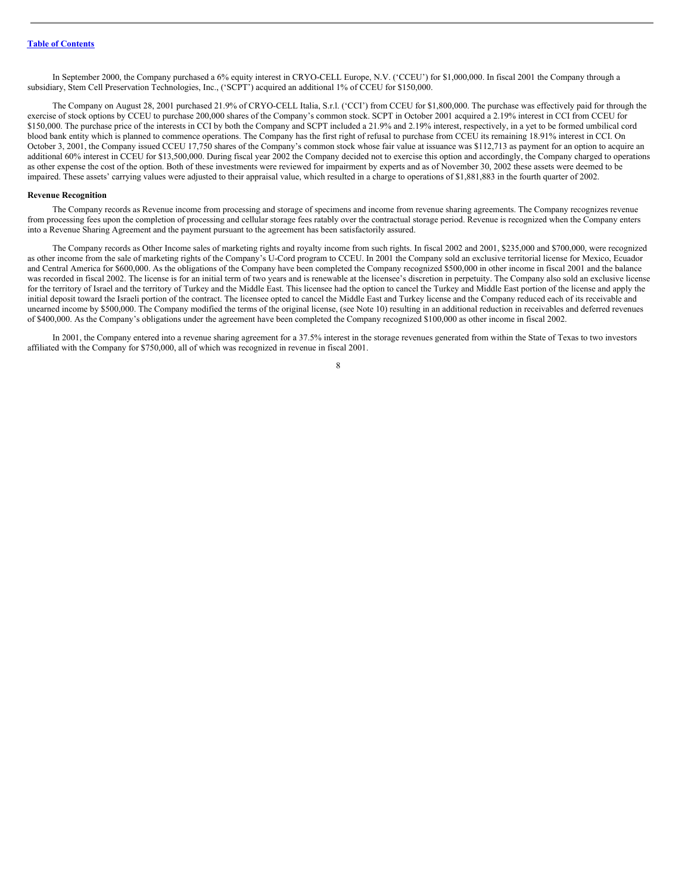In September 2000, the Company purchased a 6% equity interest in CRYO-CELL Europe, N.V. ('CCEU') for $1,000,000. In fiscal 2001 the Company through a subsidiary, Stem Cell Preservation Technologies, Inc., ('SCPT') acquired an additional 1% of CCEU for $150,000.

The Company on August 28, 2001 purchased 21.9% of CRYO-CELL Italia, S.r.l. ('CCI') from CCEU for $1,800,000. The purchase was effectively paid for through the exercise of stock options by CCEU to purchase 200,000 shares of the Company's common stock. SCPT in October 2001 acquired a 2.19% interest in CCI from CCEU for $150,000. The purchase price of the interests in CCI by both the Company and SCPT included a 21.9% and 2.19% interest, respectively, in a yet to be formed umbilical cord blood bank entity which is planned to commence operations. The Company has the first right of refusal to purchase from CCEU its remaining 18.91% interest in CCI. On October 3, 2001, the Company issued CCEU 17,750 shares of the Company's common stock whose fair value at issuance was $112,713 as payment for an option to acquire an additional 60% interest in CCEU for $13,500,000. During fiscal year 2002 the Company decided not to exercise this option and accordingly, the Company charged to operations as other expense the cost of the option. Both of these investments were reviewed for impairment by experts and as of November 30, 2002 these assets were deemed to be impaired. These assets' carrying values were adjusted to their appraisal value, which resulted in a charge to operations of $1,881,883 in the fourth quarter of 2002.

**Revenue Recognition**

The Company records as Revenue income from processing and storage of specimens and income from revenue sharing agreements. The Company recognizes revenue from processing fees upon the completion of processing and cellular storage fees ratably over the contractual storage period. Revenue is recognized when the Company enters into a Revenue Sharing Agreement and the payment pursuant to the agreement has been satisfactorily assured.

The Company records as Other Income sales of marketing rights and royalty income from such rights. In fiscal 2002 and 2001, $235,000 and $700,000, were recognized as other income from the sale of marketing rights of the Company's U-Cord program to CCEU. In 2001 the Company sold an exclusive territorial license for Mexico, Ecuador and Central America for $600,000. As the obligations of the Company have been completed the Company recognized $500,000 in other income in fiscal 2001 and the balance was recorded in fiscal 2002. The license is for an initial term of two years and is renewable at the licensee's discretion in perpetuity. The Company also sold an exclusive license for the territory of Israel and the territory of Turkey and the Middle East. This licensee had the option to cancel the Turkey and Middle East portion of the license and apply the initial deposit toward the Israeli portion of the contract. The licensee opted to cancel the Middle East and Turkey license and the Company reduced each of its receivable and unearned income by $500,000. The Company modified the terms of the original license, (see Note 10) resulting in an additional reduction in receivables and deferred revenues of $400,000. As the Company's obligations under the agreement have been completed the Company recognized $100,000 as other income in fiscal 2002.

In 2001, the Company entered into a revenue sharing agreement for a 37.5% interest in the storage revenues generated from within the State of Texas to two investors affiliated with the Company for $750,000, all of which was recognized in revenue in fiscal 2001.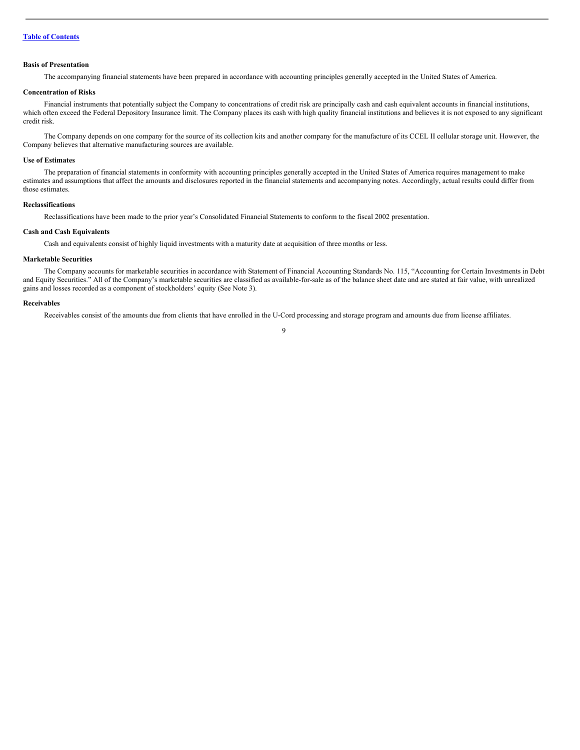**Basis of Presentation**

The accompanying financial statements have been prepared in accordance with accounting principles generally accepted in the United States of America.

**Concentration of Risks**

Financial instruments that potentially subject the Company to concentrations of credit risk are principally cash and cash equivalent accounts in financial institutions, which often exceed the Federal Depository Insurance limit. The Company places its cash with high quality financial institutions and believes it is not exposed to any significant credit risk.

The Company depends on one company for the source of its collection kits and another company for the manufacture of its CCEL II cellular storage unit. However, the Company believes that alternative manufacturing sources are available.

**Use of Estimates**

The preparation of financial statements in conformity with accounting principles generally accepted in the United States of America requires management to make estimates and assumptions that affect the amounts and disclosures reported in the financial statements and accompanying notes. Accordingly, actual results could differ from those estimates.

**Reclassifications**

Reclassifications have been made to the prior year's Consolidated Financial Statements to conform to the fiscal 2002 presentation.

**Cash and Cash Equivalents**

Cash and equivalents consist of highly liquid investments with a maturity date at acquisition of three months or less.

**Marketable Securities**

The Company accounts for marketable securities in accordance with Statement of Financial Accounting Standards No. 115, "Accounting for Certain Investments in Debt and Equity Securities." All of the Company's marketable securities are classified as available-for-sale as of the balance sheet date and are stated at fair value, with unrealized gains and losses recorded as a component of stockholders' equity (See Note 3).

**Receivables**

Receivables consist of the amounts due from clients that have enrolled in the U-Cord processing and storage program and amounts due from license affiliates.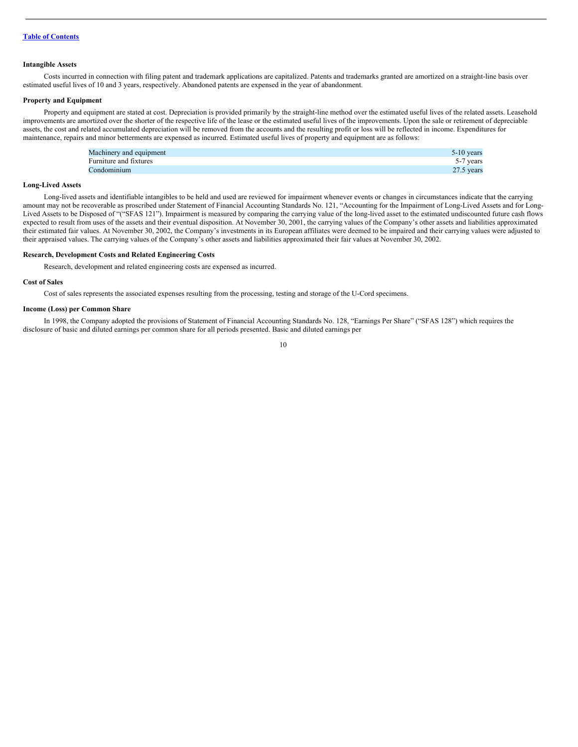### Intangible Assets

Costs incurred in connection with filing patent and trademark applications are capitalized. Patents and trademarks granted are amortized on a straight-line basis over estimated useful lives of 10 and 3 years, respectively. Abandoned patents are expensed in the year of abandonment.

### Property and Equipment

Property and equipment are stated at cost. Depreciation is provided primarily by the straight-line method over the estimated useful lives of the related assets. Leasehold improvements are amortized over the shorter of the respective life of the lease or the estimated useful lives of the improvements. Upon the sale or retirement of depreciable assets, the cost and related accumulated depreciation will be removed from the accounts and the resulting profit or loss will be reflected in income. Expenditures for maintenance, repairs and minor betterments are expensed as incurred. Estimated useful lives of property and equipment are as follows:

| | |
|---|---|
| Machinery and equipment | 5-10 years |
| Furniture and fixtures | 5-7 years |
| Condominium | 27.5 years |

### Long-Lived Assets

Long-lived assets and identifiable intangibles to be held and used are reviewed for impairment whenever events or changes in circumstances indicate that the carrying amount may not be recoverable as proscribed under Statement of Financial Accounting Standards No. 121, "Accounting for the Impairment of Long-Lived Assets and for Long-Lived Assets to be Disposed of "("SFAS 121"). Impairment is measured by comparing the carrying value of the long-lived asset to the estimated undiscounted future cash flows expected to result from uses of the assets and their eventual disposition. At November 30, 2001, the carrying values of the Company's other assets and liabilities approximated their estimated fair values. At November 30, 2002, the Company's investments in its European affiliates were deemed to be impaired and their carrying values were adjusted to their appraised values. The carrying values of the Company's other assets and liabilities approximated their fair values at November 30, 2002.

### Research, Development Costs and Related Engineering Costs

Research, development and related engineering costs are expensed as incurred.

### Cost of Sales

Cost of sales represents the associated expenses resulting from the processing, testing and storage of the U-Cord specimens.

### Income (Loss) per Common Share

In 1998, the Company adopted the provisions of Statement of Financial Accounting Standards No. 128, "Earnings Per Share" ("SFAS 128") which requires the disclosure of basic and diluted earnings per common share for all periods presented. Basic and diluted earnings per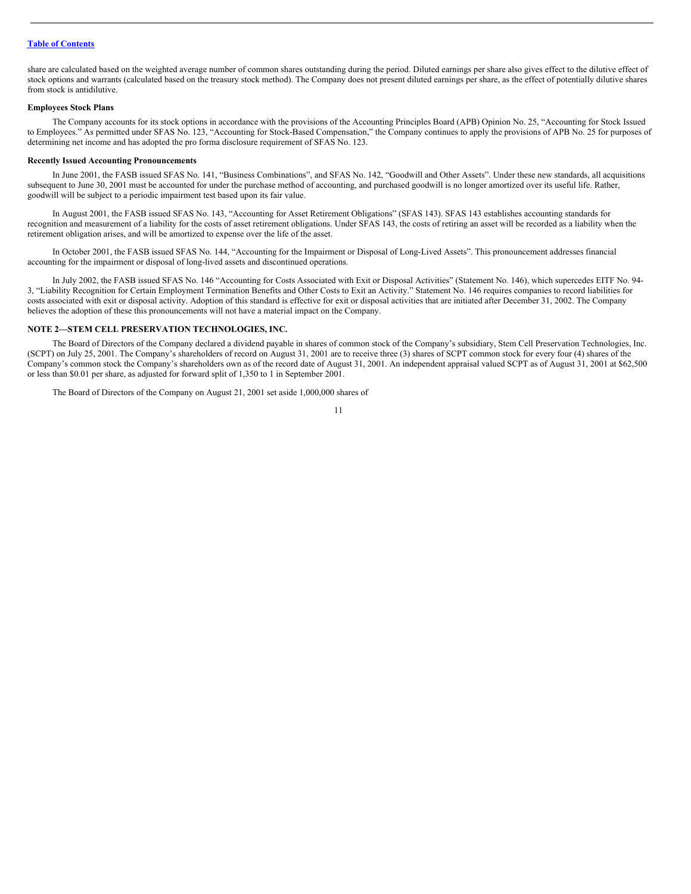share are calculated based on the weighted average number of common shares outstanding during the period. Diluted earnings per share also gives effect to the dilutive effect of stock options and warrants (calculated based on the treasury stock method). The Company does not present diluted earnings per share, as the effect of potentially dilutive shares from stock is antidilutive.

**Employees Stock Plans**

The Company accounts for its stock options in accordance with the provisions of the Accounting Principles Board (APB) Opinion No. 25, "Accounting for Stock Issued to Employees." As permitted under SFAS No. 123, "Accounting for Stock-Based Compensation," the Company continues to apply the provisions of APB No. 25 for purposes of determining net income and has adopted the pro forma disclosure requirement of SFAS No. 123.

**Recently Issued Accounting Pronouncements**

In June 2001, the FASB issued SFAS No. 141, "Business Combinations", and SFAS No. 142, "Goodwill and Other Assets". Under these new standards, all acquisitions subsequent to June 30, 2001 must be accounted for under the purchase method of accounting, and purchased goodwill is no longer amortized over its useful life. Rather, goodwill will be subject to a periodic impairment test based upon its fair value.

In August 2001, the FASB issued SFAS No. 143, "Accounting for Asset Retirement Obligations" (SFAS 143). SFAS 143 establishes accounting standards for recognition and measurement of a liability for the costs of asset retirement obligations. Under SFAS 143, the costs of retiring an asset will be recorded as a liability when the retirement obligation arises, and will be amortized to expense over the life of the asset.

In October 2001, the FASB issued SFAS No. 144, "Accounting for the Impairment or Disposal of Long-Lived Assets". This pronouncement addresses financial accounting for the impairment or disposal of long-lived assets and discontinued operations.

In July 2002, the FASB issued SFAS No. 146 "Accounting for Costs Associated with Exit or Disposal Activities" (Statement No. 146), which supercedes EITF No. 94-3, "Liability Recognition for Certain Employment Termination Benefits and Other Costs to Exit an Activity." Statement No. 146 requires companies to record liabilities for costs associated with exit or disposal activity. Adoption of this standard is effective for exit or disposal activities that are initiated after December 31, 2002. The Company believes the adoption of these this pronouncements will not have a material impact on the Company.

**NOTE 2—STEM CELL PRESERVATION TECHNOLOGIES, INC.**

The Board of Directors of the Company declared a dividend payable in shares of common stock of the Company's subsidiary, Stem Cell Preservation Technologies, Inc. (SCPT) on July 25, 2001. The Company's shareholders of record on August 31, 2001 are to receive three (3) shares of SCPT common stock for every four (4) shares of the Company's common stock the Company's shareholders own as of the record date of August 31, 2001. An independent appraisal valued SCPT as of August 31, 2001 at $62,500 or less than $0.01 per share, as adjusted for forward split of 1,350 to 1 in September 2001.

The Board of Directors of the Company on August 21, 2001 set aside 1,000,000 shares of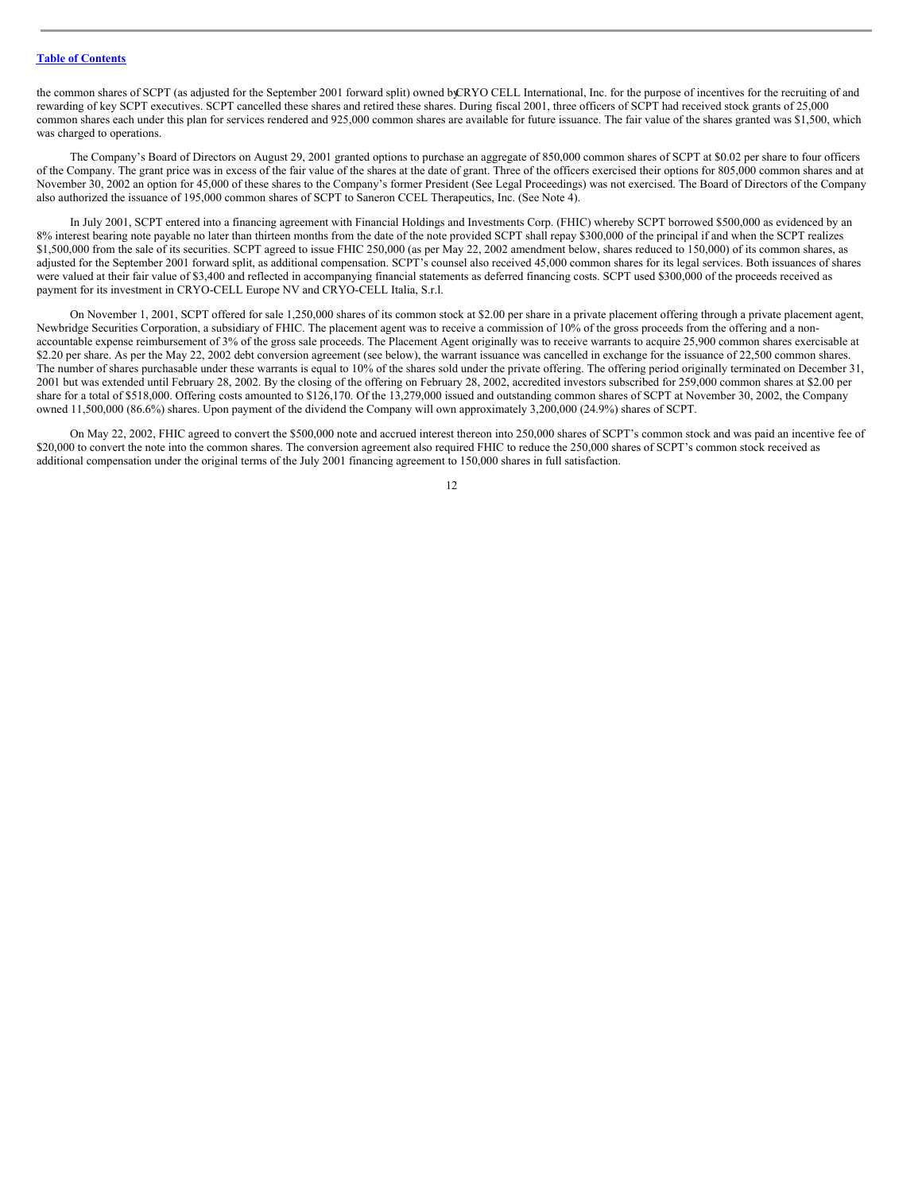the common shares of SCPT (as adjusted for the September 2001 forward split) owned by CRYO CELL International, Inc. for the purpose of incentives for the recruiting of and rewarding of key SCPT executives. SCPT cancelled these shares and retired these shares. During fiscal 2001, three officers of SCPT had received stock grants of 25,000 common shares each under this plan for services rendered and 925,000 common shares are available for future issuance. The fair value of the shares granted was $1,500, which was charged to operations.

The Company's Board of Directors on August 29, 2001 granted options to purchase an aggregate of 850,000 common shares of SCPT at $0.02 per share to four officers of the Company. The grant price was in excess of the fair value of the shares at the date of grant. Three of the officers exercised their options for 805,000 common shares and at November 30, 2002 an option for 45,000 of these shares to the Company's former President (See Legal Proceedings) was not exercised. The Board of Directors of the Company also authorized the issuance of 195,000 common shares of SCPT to Saneron CCEL Therapeutics, Inc. (See Note 4).

In July 2001, SCPT entered into a financing agreement with Financial Holdings and Investments Corp. (FHIC) whereby SCPT borrowed $500,000 as evidenced by an 8% interest bearing note payable no later than thirteen months from the date of the note provided SCPT shall repay $300,000 of the principal if and when the SCPT realizes $1,500,000 from the sale of its securities. SCPT agreed to issue FHIC 250,000 (as per May 22, 2002 amendment below, shares reduced to 150,000) of its common shares, as adjusted for the September 2001 forward split, as additional compensation. SCPT's counsel also received 45,000 common shares for its legal services. Both issuances of shares were valued at their fair value of $3,400 and reflected in accompanying financial statements as deferred financing costs. SCPT used $300,000 of the proceeds received as payment for its investment in CRYO-CELL Europe NV and CRYO-CELL Italia, S.r.l.

On November 1, 2001, SCPT offered for sale 1,250,000 shares of its common stock at $2.00 per share in a private placement offering through a private placement agent, Newbridge Securities Corporation, a subsidiary of FHIC. The placement agent was to receive a commission of 10% of the gross proceeds from the offering and a non-accountable expense reimbursement of 3% of the gross sale proceeds. The Placement Agent originally was to receive warrants to acquire 25,900 common shares exercisable at $2.20 per share. As per the May 22, 2002 debt conversion agreement (see below), the warrant issuance was cancelled in exchange for the issuance of 22,500 common shares. The number of shares purchasable under these warrants is equal to 10% of the shares sold under the private offering. The offering period originally terminated on December 31, 2001 but was extended until February 28, 2002. By the closing of the offering on February 28, 2002, accredited investors subscribed for 259,000 common shares at $2.00 per share for a total of $518,000. Offering costs amounted to $126,170. Of the 13,279,000 issued and outstanding common shares of SCPT at November 30, 2002, the Company owned 11,500,000 (86.6%) shares. Upon payment of the dividend the Company will own approximately 3,200,000 (24.9%) shares of SCPT.

On May 22, 2002, FHIC agreed to convert the $500,000 note and accrued interest thereon into 250,000 shares of SCPT's common stock and was paid an incentive fee of $20,000 to convert the note into the common shares. The conversion agreement also required FHIC to reduce the 250,000 shares of SCPT's common stock received as additional compensation under the original terms of the July 2001 financing agreement to 150,000 shares in full satisfaction.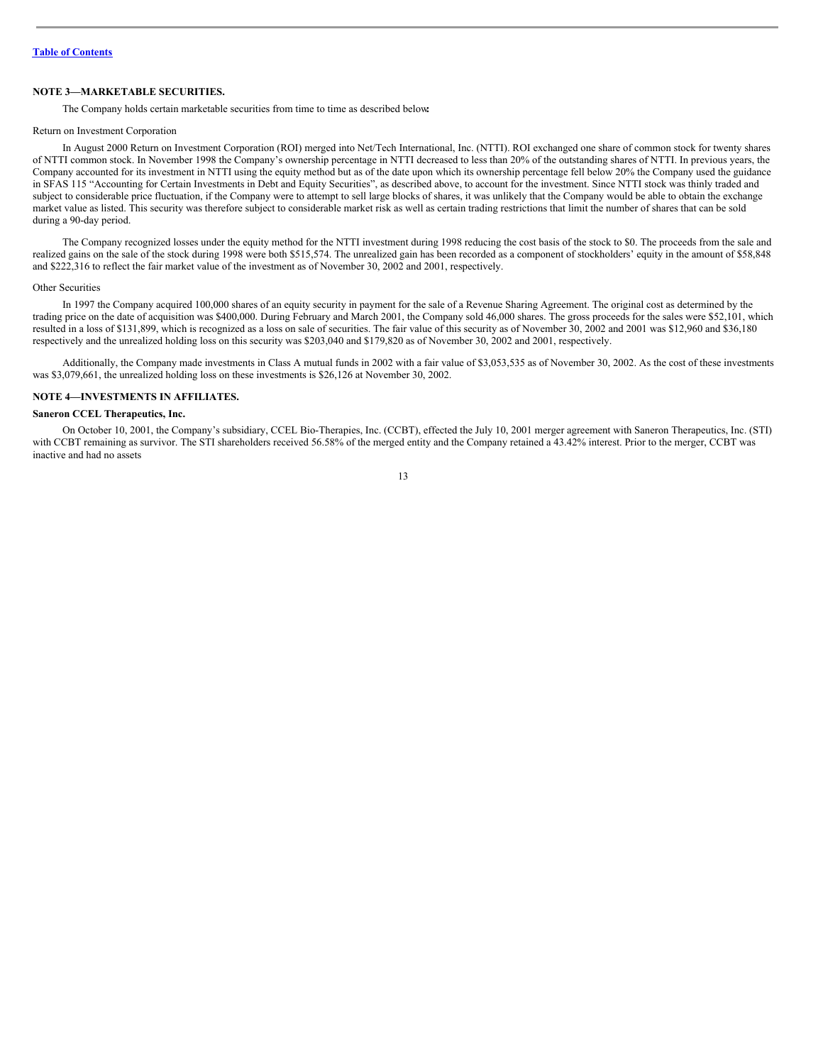[Table of Contents](#)

### NOTE 3—MARKETABLE SECURITIES.

The Company holds certain marketable securities from time to time as described below:

Return on Investment Corporation

In August 2000 Return on Investment Corporation (ROI) merged into Net/Tech International, Inc. (NTTI). ROI exchanged one share of common stock for twenty shares of NTTI common stock. In November 1998 the Company's ownership percentage in NTTI decreased to less than 20% of the outstanding shares of NTTI. In previous years, the Company accounted for its investment in NTTI using the equity method but as of the date upon which its ownership percentage fell below 20% the Company used the guidance in SFAS 115 "Accounting for Certain Investments in Debt and Equity Securities", as described above, to account for the investment. Since NTTI stock was thinly traded and subject to considerable price fluctuation, if the Company were to attempt to sell large blocks of shares, it was unlikely that the Company would be able to obtain the exchange market value as listed. This security was therefore subject to considerable market risk as well as certain trading restrictions that limit the number of shares that can be sold during a 90-day period.

The Company recognized losses under the equity method for the NTTI investment during 1998 reducing the cost basis of the stock to $0. The proceeds from the sale and realized gains on the sale of the stock during 1998 were both $515,574. The unrealized gain has been recorded as a component of stockholders' equity in the amount of $58,848 and $222,316 to reflect the fair market value of the investment as of November 30, 2002 and 2001, respectively.

Other Securities

In 1997 the Company acquired 100,000 shares of an equity security in payment for the sale of a Revenue Sharing Agreement. The original cost as determined by the trading price on the date of acquisition was $400,000. During February and March 2001, the Company sold 46,000 shares. The gross proceeds for the sales were $52,101, which resulted in a loss of $131,899, which is recognized as a loss on sale of securities. The fair value of this security as of November 30, 2002 and 2001 was $12,960 and $36,180 respectively and the unrealized holding loss on this security was $203,040 and $179,820 as of November 30, 2002 and 2001, respectively.

Additionally, the Company made investments in Class A mutual funds in 2002 with a fair value of $3,053,535 as of November 30, 2002. As the cost of these investments was $3,079,661, the unrealized holding loss on these investments is $26,126 at November 30, 2002.

### NOTE 4—INVESTMENTS IN AFFILIATES.

#### Saneron CCEL Therapeutics, Inc.

On October 10, 2001, the Company's subsidiary, CCEL Bio-Therapies, Inc. (CCBT), effected the July 10, 2001 merger agreement with Saneron Therapeutics, Inc. (STI) with CCBT remaining as survivor. The STI shareholders received 56.58% of the merged entity and the Company retained a 43.42% interest. Prior to the merger, CCBT was inactive and had no assets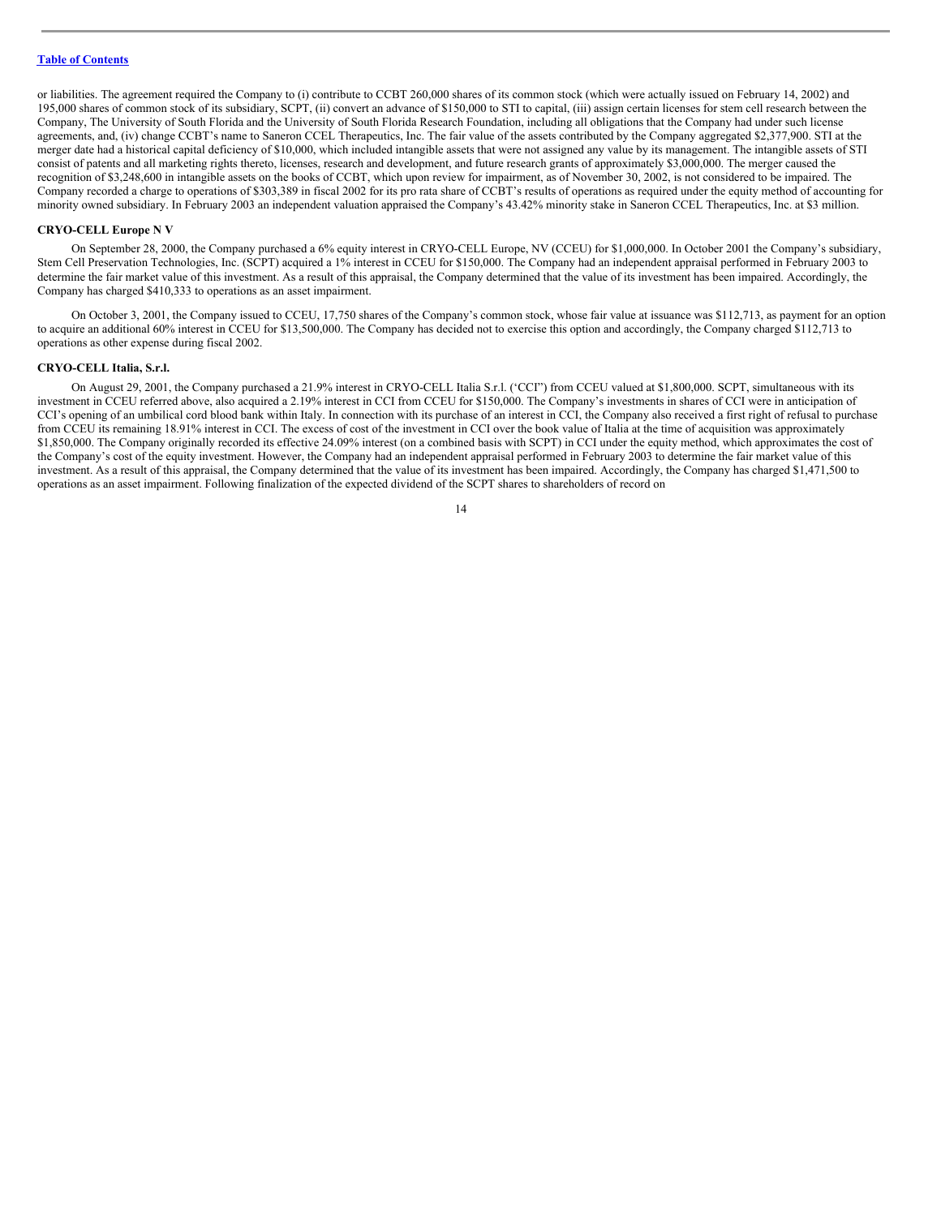or liabilities. The agreement required the Company to (i) contribute to CCBT 260,000 shares of its common stock (which were actually issued on February 14, 2002) and 195,000 shares of common stock of its subsidiary, SCPT, (ii) convert an advance of $150,000 to STI to capital, (iii) assign certain licenses for stem cell research between the Company, The University of South Florida and the University of South Florida Research Foundation, including all obligations that the Company had under such license agreements, and, (iv) change CCBT's name to Saneron CCEL Therapeutics, Inc. The fair value of the assets contributed by the Company aggregated $2,377,900. STI at the merger date had a historical capital deficiency of $10,000, which included intangible assets that were not assigned any value by its management. The intangible assets of STI consist of patents and all marketing rights thereto, licenses, research and development, and future research grants of approximately $3,000,000. The merger caused the recognition of $3,248,600 in intangible assets on the books of CCBT, which upon review for impairment, as of November 30, 2002, is not considered to be impaired. The Company recorded a charge to operations of $303,389 in fiscal 2002 for its pro rata share of CCBT's results of operations as required under the equity method of accounting for minority owned subsidiary. In February 2003 an independent valuation appraised the Company's 43.42% minority stake in Saneron CCEL Therapeutics, Inc. at $3 million.

**CRYO-CELL Europe N V**

On September 28, 2000, the Company purchased a 6% equity interest in CRYO-CELL Europe, NV (CCEU) for $1,000,000. In October 2001 the Company's subsidiary, Stem Cell Preservation Technologies, Inc. (SCPT) acquired a 1% interest in CCEU for $150,000. The Company had an independent appraisal performed in February 2003 to determine the fair market value of this investment. As a result of this appraisal, the Company determined that the value of its investment has been impaired. Accordingly, the Company has charged $410,333 to operations as an asset impairment.

On October 3, 2001, the Company issued to CCEU, 17,750 shares of the Company's common stock, whose fair value at issuance was $112,713, as payment for an option to acquire an additional 60% interest in CCEU for $13,500,000. The Company has decided not to exercise this option and accordingly, the Company charged $112,713 to operations as other expense during fiscal 2002.

**CRYO-CELL Italia, S.r.l.**

On August 29, 2001, the Company purchased a 21.9% interest in CRYO-CELL Italia S.r.l. ('CCI") from CCEU valued at $1,800,000. SCPT, simultaneous with its investment in CCEU referred above, also acquired a 2.19% interest in CCI from CCEU for $150,000. The Company's investments in shares of CCI were in anticipation of CCI's opening of an umbilical cord blood bank within Italy. In connection with its purchase of an interest in CCI, the Company also received a first right of refusal to purchase from CCEU its remaining 18.91% interest in CCI. The excess of cost of the investment in CCI over the book value of Italia at the time of acquisition was approximately $1,850,000. The Company originally recorded its effective 24.09% interest (on a combined basis with SCPT) in CCI under the equity method, which approximates the cost of the Company's cost of the equity investment. However, the Company had an independent appraisal performed in February 2003 to determine the fair market value of this investment. As a result of this appraisal, the Company determined that the value of its investment has been impaired. Accordingly, the Company has charged $1,471,500 to operations as an asset impairment. Following finalization of the expected dividend of the SCPT shares to shareholders of record on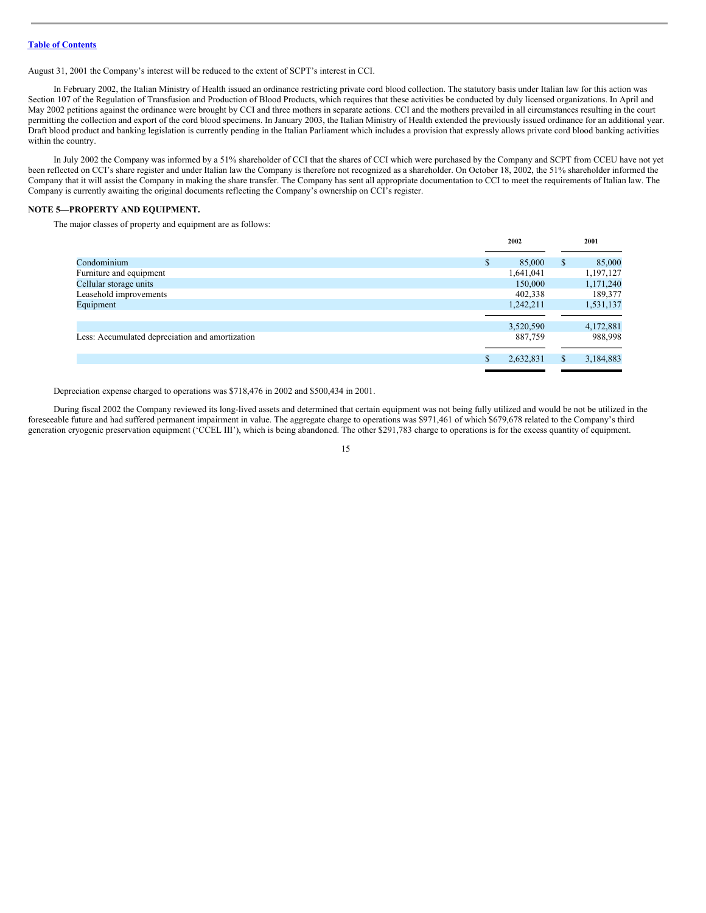August 31, 2001 the Company's interest will be reduced to the extent of SCPT's interest in CCI.

In February 2002, the Italian Ministry of Health issued an ordinance restricting private cord blood collection. The statutory basis under Italian law for this action was Section 107 of the Regulation of Transfusion and Production of Blood Products, which requires that these activities be conducted by duly licensed organizations. In April and May 2002 petitions against the ordinance were brought by CCI and three mothers in separate actions. CCI and the mothers prevailed in all circumstances resulting in the court permitting the collection and export of the cord blood specimens. In January 2003, the Italian Ministry of Health extended the previously issued ordinance for an additional year. Draft blood product and banking legislation is currently pending in the Italian Parliament which includes a provision that expressly allows private cord blood banking activities within the country.

In July 2002 the Company was informed by a 51% shareholder of CCI that the shares of CCI which were purchased by the Company and SCPT from CCEU have not yet been reflected on CCI's share register and under Italian law the Company is therefore not recognized as a shareholder. On October 18, 2002, the 51% shareholder informed the Company that it will assist the Company in making the share transfer. The Company has sent all appropriate documentation to CCI to meet the requirements of Italian law. The Company is currently awaiting the original documents reflecting the Company's ownership on CCI's register.

**NOTE 5—PROPERTY AND EQUIPMENT.**

The major classes of property and equipment are as follows:

| | 2002 | 2001 |
|---|---|---|
| Condominium | $ 85,000 | $ 85,000 |
| Furniture and equipment | 1,641,041 | 1,197,127 |
| Cellular storage units | 150,000 | 1,171,240 |
| Leasehold improvements | 402,338 | 189,377 |
| Equipment | 1,242,211 | 1,531,137 |
| | 3,520,590 | 4,172,881 |
| Less: Accumulated depreciation and amortization | 887,759 | 988,998 |
| | $ 2,632,831 | $ 3,184,883 |

Depreciation expense charged to operations was $718,476 in 2002 and $500,434 in 2001.

During fiscal 2002 the Company reviewed its long-lived assets and determined that certain equipment was not being fully utilized and would be not be utilized in the foreseeable future and had suffered permanent impairment in value. The aggregate charge to operations was $971,461 of which $679,678 related to the Company's third generation cryogenic preservation equipment ('CCEL III'), which is being abandoned. The other $291,783 charge to operations is for the excess quantity of equipment.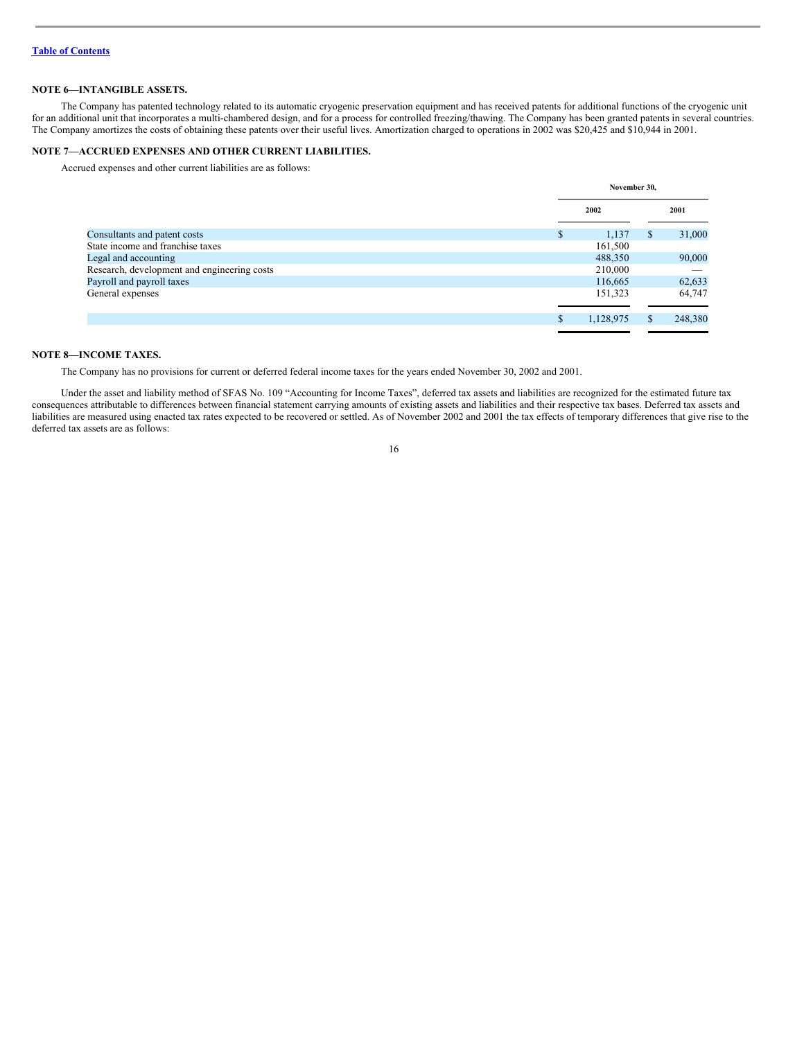[Table of Contents](#)

**NOTE 6—INTANGIBLE ASSETS.**

The Company has patented technology related to its automatic cryogenic preservation equipment and has received patents for additional functions of the cryogenic unit for an additional unit that incorporates a multi-chambered design, and for a process for controlled freezing/thawing. The Company has been granted patents in several countries. The Company amortizes the costs of obtaining these patents over their useful lives. Amortization charged to operations in 2002 was $20,425 and $10,944 in 2001.

**NOTE 7—ACCRUED EXPENSES AND OTHER CURRENT LIABILITIES.**

Accrued expenses and other current liabilities are as follows:

| | November 30, | |
|---|---|---|
| | 2002 | 2001 |
| Consultants and patent costs | $ 1,137 | $ 31,000 |
| State income and franchise taxes | 161,500 | |
| Legal and accounting | 488,350 | 90,000 |
| Research, development and engineering costs | 210,000 | — |
| Payroll and payroll taxes | 116,665 | 62,633 |
| General expenses | 151,323 | 64,747 |
| | $ 1,128,975 | $ 248,380 |

**NOTE 8—INCOME TAXES.**

The Company has no provisions for current or deferred federal income taxes for the years ended November 30, 2002 and 2001.

Under the asset and liability method of SFAS No. 109 "Accounting for Income Taxes", deferred tax assets and liabilities are recognized for the estimated future tax consequences attributable to differences between financial statement carrying amounts of existing assets and liabilities and their respective tax bases. Deferred tax assets and liabilities are measured using enacted tax rates expected to be recovered or settled. As of November 2002 and 2001 the tax effects of temporary differences that give rise to the deferred tax assets are as follows: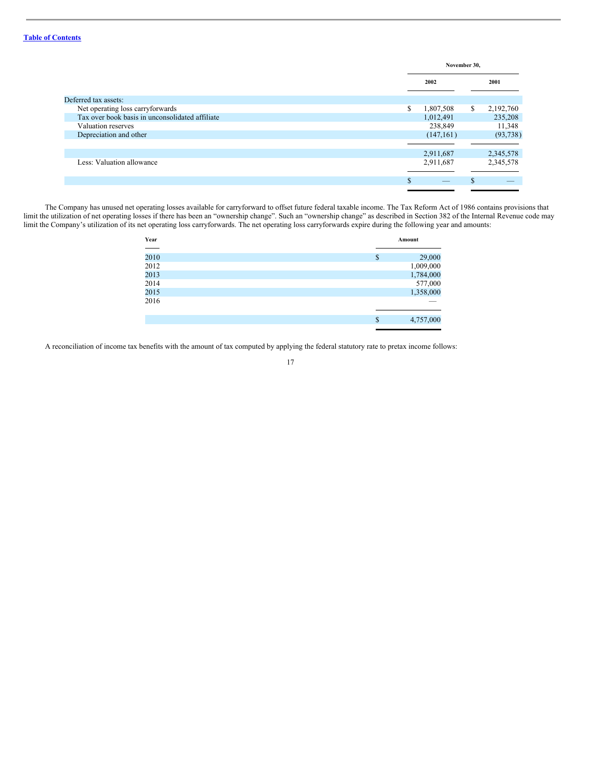[Table of Contents](#)

| | November 30, | |
|---|---|---|
| | 2002 | 2001 |
| Deferred tax assets: | | |
| Net operating loss carryforwards | $ 1,807,508 | $ 2,192,760 |
| Tax over book basis in unconsolidated affiliate | 1,012,491 | 235,208 |
| Valuation reserves | 238,849 | 11,348 |
| Depreciation and other | (147,161) | (93,738) |
| | 2,911,687 | 2,345,578 |
| Less: Valuation allowance | 2,911,687 | 2,345,578 |
| | $ — | $ — |

The Company has unused net operating losses available for carryforward to offset future federal taxable income. The Tax Reform Act of 1986 contains provisions that limit the utilization of net operating losses if there has been an "ownership change". Such an "ownership change" as described in Section 382 of the Internal Revenue code may limit the Company's utilization of its net operating loss carryforwards. The net operating loss carryforwards expire during the following year and amounts:

| Year | Amount |
|---|---|
| 2010 | $ 29,000 |
| 2012 | 1,009,000 |
| 2013 | 1,784,000 |
| 2014 | 577,000 |
| 2015 | 1,358,000 |
| 2016 | — |
| | $ 4,757,000 |

A reconciliation of income tax benefits with the amount of tax computed by applying the federal statutory rate to pretax income follows: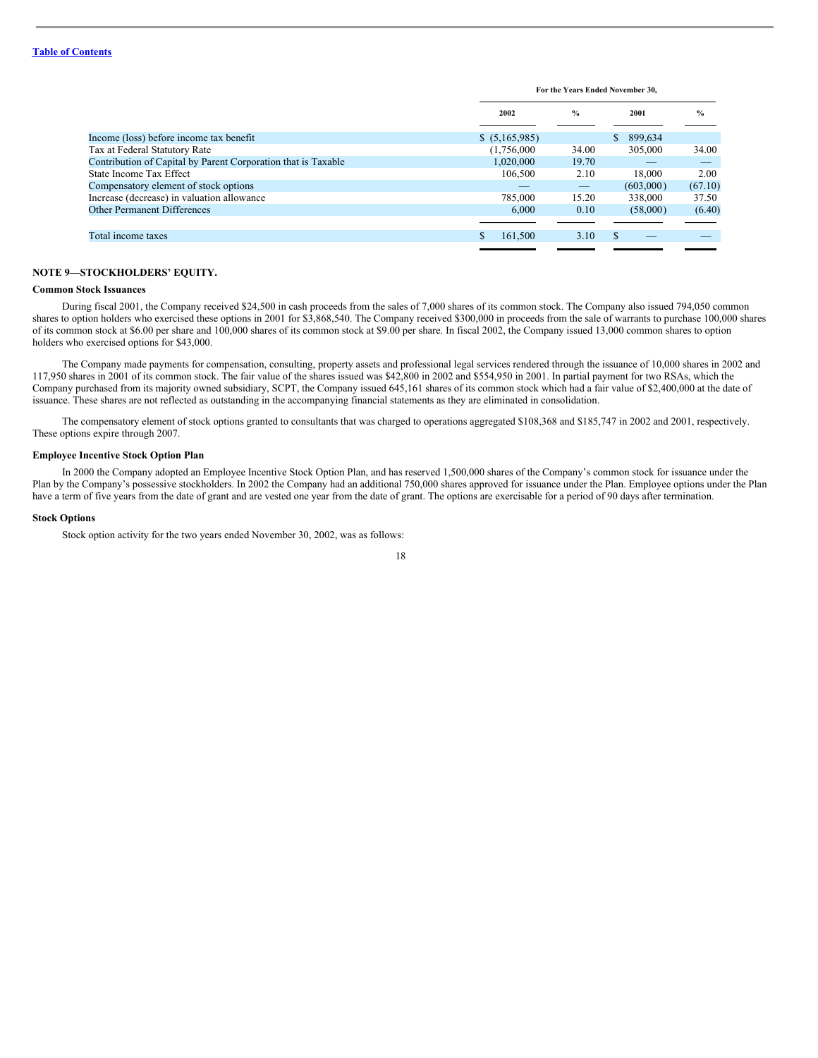| | For the Years Ended November 30, | | | |
|---|---|---|---|---|
| | 2002 | % | 2001 | % |
| Income (loss) before income tax benefit | $ (5,165,985) | | $ 899,634 | |
| Tax at Federal Statutory Rate | (1,756,000 | 34.00 | 305,000 | 34.00 |
| Contribution of Capital by Parent Corporation that is Taxable | 1,020,000 | 19.70 | — | — |
| State Income Tax Effect | 106,500 | 2.10 | 18,000 | 2.00 |
| Compensatory element of stock options | — | — | (603,000) | (67.10) |
| Increase (decrease) in valuation allowance | 785,000 | 15.20 | 338,000 | 37.50 |
| Other Permanent Differences | 6,000 | 0.10 | (58,000) | (6.40) |
| Total income taxes | $ 161,500 | 3.10 | $ — | — |

**NOTE 9—STOCKHOLDERS' EQUITY.**

**Common Stock Issuances**

During fiscal 2001, the Company received $24,500 in cash proceeds from the sales of 7,000 shares of its common stock. The Company also issued 794,050 common shares to option holders who exercised these options in 2001 for $3,868,540. The Company received $300,000 in proceeds from the sale of warrants to purchase 100,000 shares of its common stock at $6.00 per share and 100,000 shares of its common stock at $9.00 per share. In fiscal 2002, the Company issued 13,000 common shares to option holders who exercised options for $43,000.

The Company made payments for compensation, consulting, property assets and professional legal services rendered through the issuance of 10,000 shares in 2002 and 117,950 shares in 2001 of its common stock. The fair value of the shares issued was $42,800 in 2002 and $554,950 in 2001. In partial payment for two RSAs, which the Company purchased from its majority owned subsidiary, SCPT, the Company issued 645,161 shares of its common stock which had a fair value of $2,400,000 at the date of issuance. These shares are not reflected as outstanding in the accompanying financial statements as they are eliminated in consolidation.

The compensatory element of stock options granted to consultants that was charged to operations aggregated $108,368 and $185,747 in 2002 and 2001, respectively. These options expire through 2007.

**Employee Incentive Stock Option Plan**

In 2000 the Company adopted an Employee Incentive Stock Option Plan, and has reserved 1,500,000 shares of the Company's common stock for issuance under the Plan by the Company's possessive stockholders. In 2002 the Company had an additional 750,000 shares approved for issuance under the Plan. Employee options under the Plan have a term of five years from the date of grant and are vested one year from the date of grant. The options are exercisable for a period of 90 days after termination.

**Stock Options**

Stock option activity for the two years ended November 30, 2002, was as follows: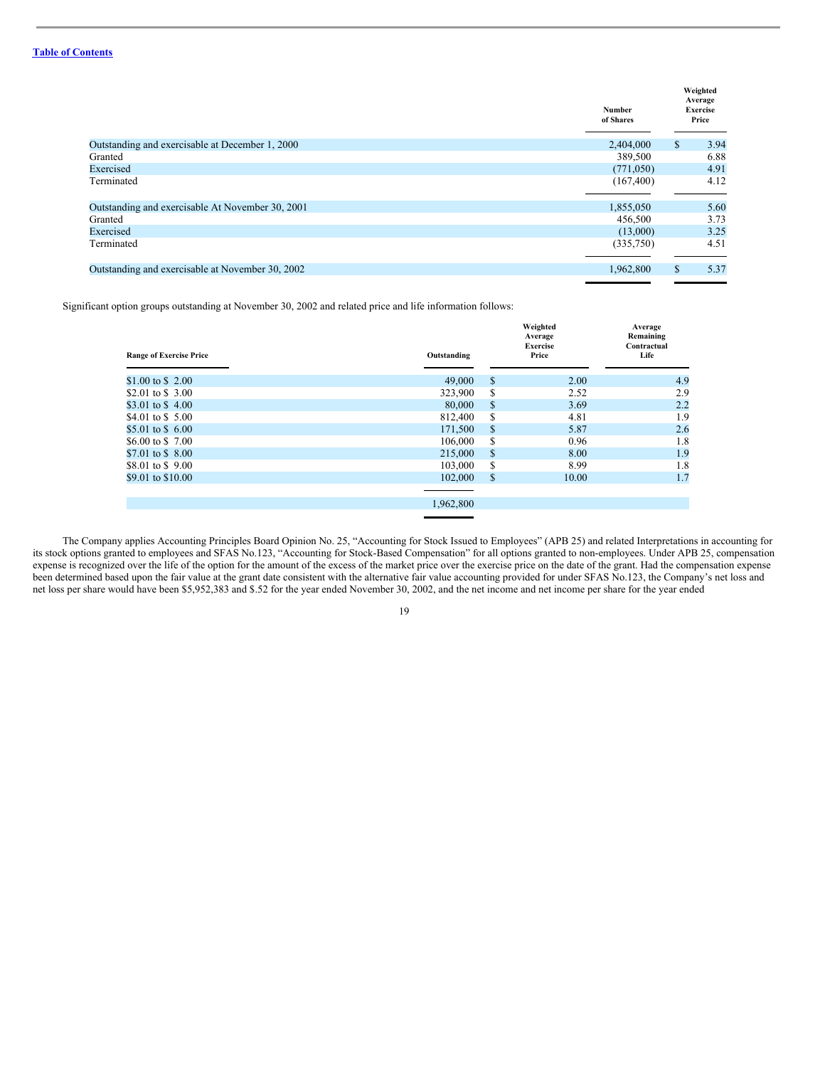| | Number of Shares | Weighted Average Exercise Price |
|---|---|---|
| Outstanding and exercisable at December 1, 2000 | 2,404,000 | $ 3.94 |
| Granted | 389,500 | 6.88 |
| Exercised | (771,050) | 4.91 |
| Terminated | (167,400) | 4.12 |
| Outstanding and exercisable At November 30, 2001 | 1,855,050 | 5.60 |
| Granted | 456,500 | 3.73 |
| Exercised | (13,000) | 3.25 |
| Terminated | (335,750) | 4.51 |
| Outstanding and exercisable at November 30, 2002 | 1,962,800 | $ 5.37 |

Significant option groups outstanding at November 30, 2002 and related price and life information follows:

| Range of Exercise Price | Outstanding | Weighted Average Exercise Price | Average Remaining Contractual Life |
|---|---|---|---|
| $1.00 to $ 2.00 | 49,000 | $ 2.00 | 4.9 |
| $2.01 to $ 3.00 | 323,900 | $ 2.52 | 2.9 |
| $3.01 to $ 4.00 | 80,000 | $ 3.69 | 2.2 |
| $4.01 to $ 5.00 | 812,400 | $ 4.81 | 1.9 |
| $5.01 to $ 6.00 | 171,500 | $ 5.87 | 2.6 |
| $6.00 to $ 7.00 | 106,000 | $ 0.96 | 1.8 |
| $7.01 to $ 8.00 | 215,000 | $ 8.00 | 1.9 |
| $8.01 to $ 9.00 | 103,000 | $ 8.99 | 1.8 |
| $9.01 to $10.00 | 102,000 | $ 10.00 | 1.7 |
| | 1,962,800 | | |

The Company applies Accounting Principles Board Opinion No. 25, "Accounting for Stock Issued to Employees" (APB 25) and related Interpretations in accounting for its stock options granted to employees and SFAS No.123, "Accounting for Stock-Based Compensation" for all options granted to non-employees. Under APB 25, compensation expense is recognized over the life of the option for the amount of the excess of the market price over the exercise price on the date of the grant. Had the compensation expense been determined based upon the fair value at the grant date consistent with the alternative fair value accounting provided for under SFAS No.123, the Company's net loss and net loss per share would have been $5,952,383 and $.52 for the year ended November 30, 2002, and the net income and net income per share for the year ended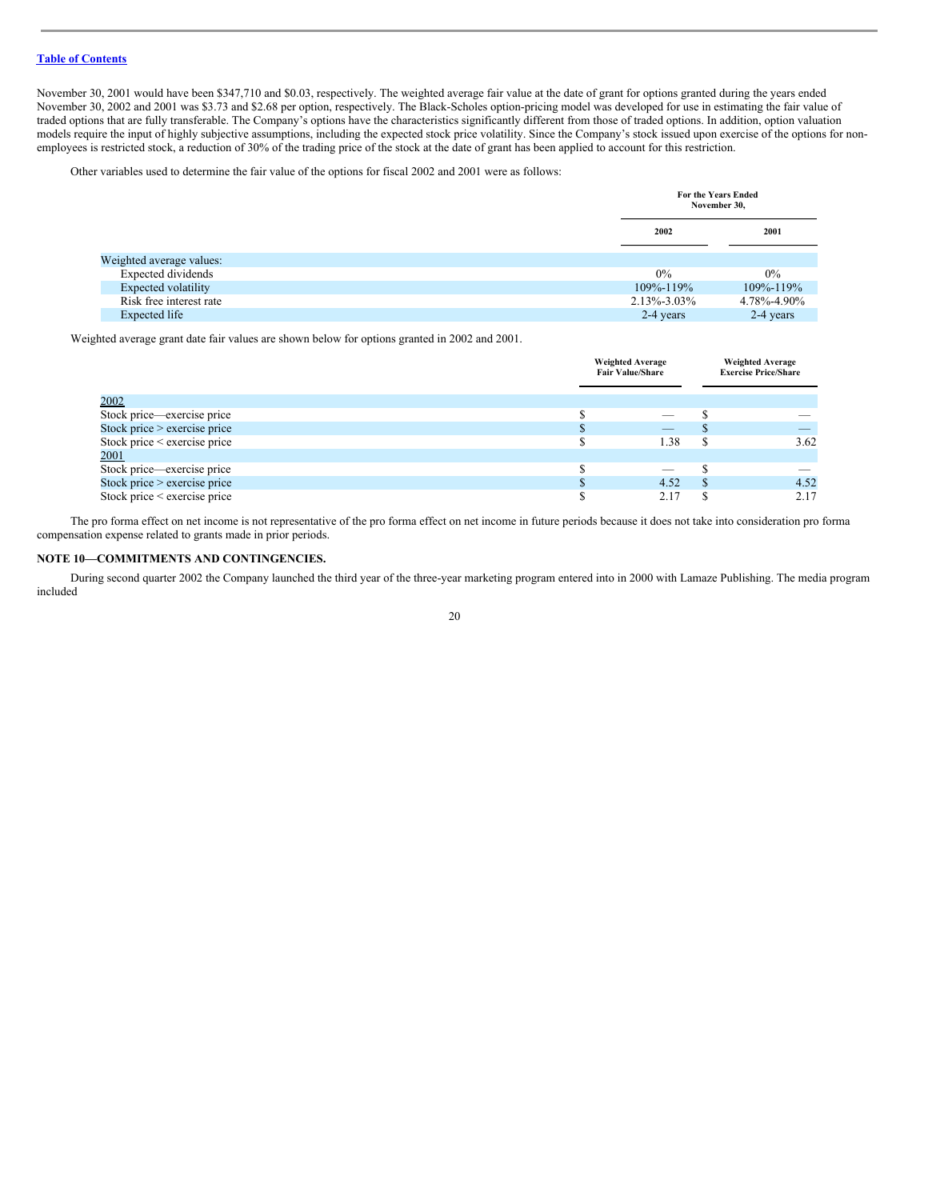November 30, 2001 would have been $347,710 and $0.03, respectively. The weighted average fair value at the date of grant for options granted during the years ended November 30, 2002 and 2001 was $3.73 and $2.68 per option, respectively. The Black-Scholes option-pricing model was developed for use in estimating the fair value of traded options that are fully transferable. The Company's options have the characteristics significantly different from those of traded options. In addition, option valuation models require the input of highly subjective assumptions, including the expected stock price volatility. Since the Company's stock issued upon exercise of the options for non-employees is restricted stock, a reduction of 30% of the trading price of the stock at the date of grant has been applied to account for this restriction.

Other variables used to determine the fair value of the options for fiscal 2002 and 2001 were as follows:

| | For the Years Ended November 30, | |
|---|---|---|
| | 2002 | 2001 |
| Weighted average values: | | |
| Expected dividends | 0% | 0% |
| Expected volatility | 109%-119% | 109%-119% |
| Risk free interest rate | 2.13%-3.03% | 4.78%-4.90% |
| Expected life | 2-4 years | 2-4 years |

Weighted average grant date fair values are shown below for options granted in 2002 and 2001.

| | Weighted Average Fair Value/Share | Weighted Average Exercise Price/Share |
|---|---|---|
| 2002 | | |
| Stock price—exercise price | $ — | $ — |
| Stock price > exercise price | $ — | $ — |
| Stock price < exercise price | $ 1.38 | $ 3.62 |
| 2001 | | |
| Stock price—exercise price | $ — | $ — |
| Stock price > exercise price | $ 4.52 | $ 4.52 |
| Stock price < exercise price | $ 2.17 | $ 2.17 |

The pro forma effect on net income is not representative of the pro forma effect on net income in future periods because it does not take into consideration pro forma compensation expense related to grants made in prior periods.

## NOTE 10—COMMITMENTS AND CONTINGENCIES.

During second quarter 2002 the Company launched the third year of the three-year marketing program entered into in 2000 with Lamaze Publishing. The media program included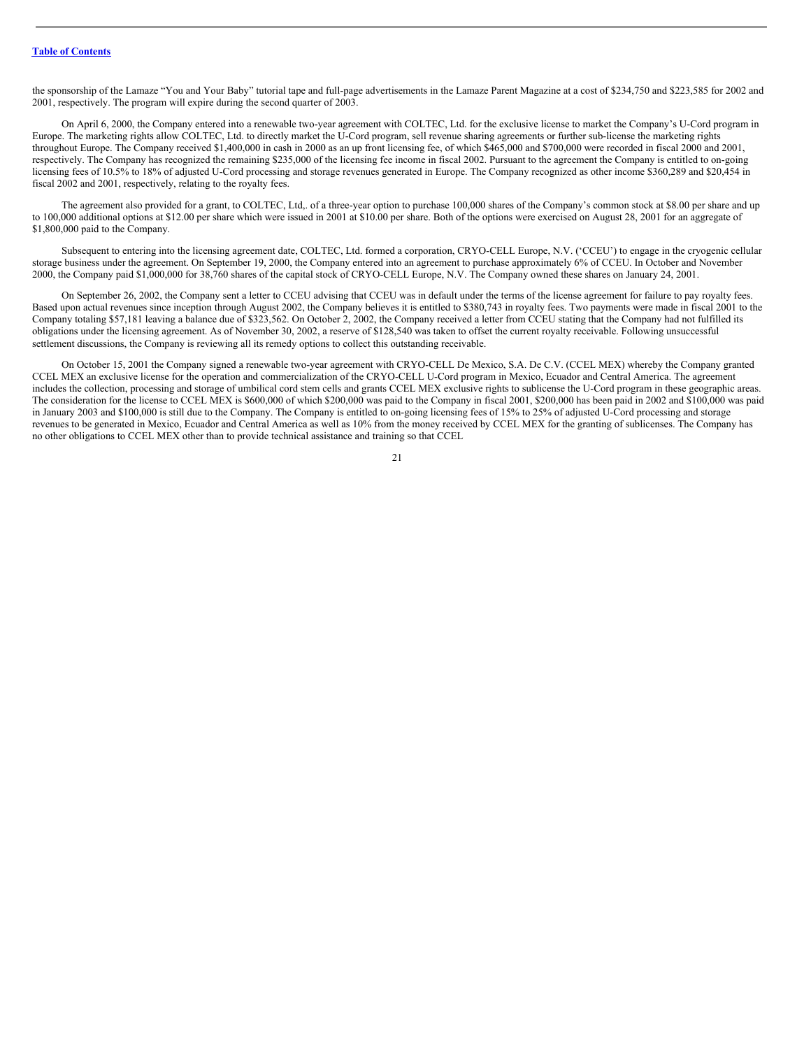the sponsorship of the Lamaze "You and Your Baby" tutorial tape and full-page advertisements in the Lamaze Parent Magazine at a cost of $234,750 and $223,585 for 2002 and 2001, respectively. The program will expire during the second quarter of 2003.

On April 6, 2000, the Company entered into a renewable two-year agreement with COLTEC, Ltd. for the exclusive license to market the Company's U-Cord program in Europe. The marketing rights allow COLTEC, Ltd. to directly market the U-Cord program, sell revenue sharing agreements or further sub-license the marketing rights throughout Europe. The Company received $1,400,000 in cash in 2000 as an up front licensing fee, of which $465,000 and $700,000 were recorded in fiscal 2000 and 2001, respectively. The Company has recognized the remaining $235,000 of the licensing fee income in fiscal 2002. Pursuant to the agreement the Company is entitled to on-going licensing fees of 10.5% to 18% of adjusted U-Cord processing and storage revenues generated in Europe. The Company recognized as other income $360,289 and $20,454 in fiscal 2002 and 2001, respectively, relating to the royalty fees.

The agreement also provided for a grant, to COLTEC, Ltd,. of a three-year option to purchase 100,000 shares of the Company's common stock at $8.00 per share and up to 100,000 additional options at $12.00 per share which were issued in 2001 at $10.00 per share. Both of the options were exercised on August 28, 2001 for an aggregate of $1,800,000 paid to the Company.

Subsequent to entering into the licensing agreement date, COLTEC, Ltd. formed a corporation, CRYO-CELL Europe, N.V. ('CCEU') to engage in the cryogenic cellular storage business under the agreement. On September 19, 2000, the Company entered into an agreement to purchase approximately 6% of CCEU. In October and November 2000, the Company paid $1,000,000 for 38,760 shares of the capital stock of CRYO-CELL Europe, N.V. The Company owned these shares on January 24, 2001.

On September 26, 2002, the Company sent a letter to CCEU advising that CCEU was in default under the terms of the license agreement for failure to pay royalty fees. Based upon actual revenues since inception through August 2002, the Company believes it is entitled to $380,743 in royalty fees. Two payments were made in fiscal 2001 to the Company totaling $57,181 leaving a balance due of $323,562. On October 2, 2002, the Company received a letter from CCEU stating that the Company had not fulfilled its obligations under the licensing agreement. As of November 30, 2002, a reserve of $128,540 was taken to offset the current royalty receivable. Following unsuccessful settlement discussions, the Company is reviewing all its remedy options to collect this outstanding receivable.

On October 15, 2001 the Company signed a renewable two-year agreement with CRYO-CELL De Mexico, S.A. De C.V. (CCEL MEX) whereby the Company granted CCEL MEX an exclusive license for the operation and commercialization of the CRYO-CELL U-Cord program in Mexico, Ecuador and Central America. The agreement includes the collection, processing and storage of umbilical cord stem cells and grants CCEL MEX exclusive rights to sublicense the U-Cord program in these geographic areas. The consideration for the license to CCEL MEX is $600,000 of which $200,000 was paid to the Company in fiscal 2001, $200,000 has been paid in 2002 and $100,000 was paid in January 2003 and $100,000 is still due to the Company. The Company is entitled to on-going licensing fees of 15% to 25% of adjusted U-Cord processing and storage revenues to be generated in Mexico, Ecuador and Central America as well as 10% from the money received by CCEL MEX for the granting of sublicenses. The Company has no other obligations to CCEL MEX other than to provide technical assistance and training so that CCEL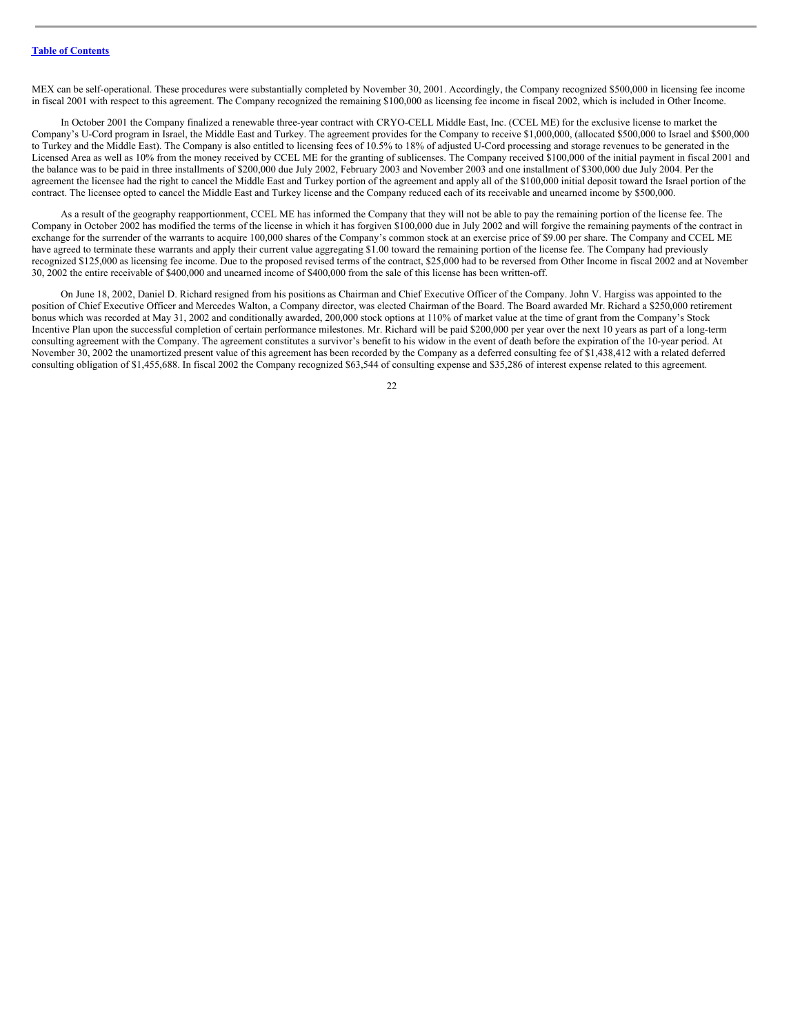MEX can be self-operational. These procedures were substantially completed by November 30, 2001. Accordingly, the Company recognized $500,000 in licensing fee income in fiscal 2001 with respect to this agreement. The Company recognized the remaining $100,000 as licensing fee income in fiscal 2002, which is included in Other Income.

In October 2001 the Company finalized a renewable three-year contract with CRYO-CELL Middle East, Inc. (CCEL ME) for the exclusive license to market the Company's U-Cord program in Israel, the Middle East and Turkey. The agreement provides for the Company to receive $1,000,000, (allocated $500,000 to Israel and $500,000 to Turkey and the Middle East). The Company is also entitled to licensing fees of 10.5% to 18% of adjusted U-Cord processing and storage revenues to be generated in the Licensed Area as well as 10% from the money received by CCEL ME for the granting of sublicenses. The Company received $100,000 of the initial payment in fiscal 2001 and the balance was to be paid in three installments of $200,000 due July 2002, February 2003 and November 2003 and one installment of $300,000 due July 2004. Per the agreement the licensee had the right to cancel the Middle East and Turkey portion of the agreement and apply all of the $100,000 initial deposit toward the Israel portion of the contract. The licensee opted to cancel the Middle East and Turkey license and the Company reduced each of its receivable and unearned income by $500,000.

As a result of the geography reapportionment, CCEL ME has informed the Company that they will not be able to pay the remaining portion of the license fee. The Company in October 2002 has modified the terms of the license in which it has forgiven $100,000 due in July 2002 and will forgive the remaining payments of the contract in exchange for the surrender of the warrants to acquire 100,000 shares of the Company's common stock at an exercise price of $9.00 per share. The Company and CCEL ME have agreed to terminate these warrants and apply their current value aggregating $1.00 toward the remaining portion of the license fee. The Company had previously recognized $125,000 as licensing fee income. Due to the proposed revised terms of the contract, $25,000 had to be reversed from Other Income in fiscal 2002 and at November 30, 2002 the entire receivable of $400,000 and unearned income of $400,000 from the sale of this license has been written-off.

On June 18, 2002, Daniel D. Richard resigned from his positions as Chairman and Chief Executive Officer of the Company. John V. Hargiss was appointed to the position of Chief Executive Officer and Mercedes Walton, a Company director, was elected Chairman of the Board. The Board awarded Mr. Richard a $250,000 retirement bonus which was recorded at May 31, 2002 and conditionally awarded, 200,000 stock options at 110% of market value at the time of grant from the Company's Stock Incentive Plan upon the successful completion of certain performance milestones. Mr. Richard will be paid $200,000 per year over the next 10 years as part of a long-term consulting agreement with the Company. The agreement constitutes a survivor's benefit to his widow in the event of death before the expiration of the 10-year period. At November 30, 2002 the unamortized present value of this agreement has been recorded by the Company as a deferred consulting fee of $1,438,412 with a related deferred consulting obligation of $1,455,688. In fiscal 2002 the Company recognized $63,544 of consulting expense and $35,286 of interest expense related to this agreement.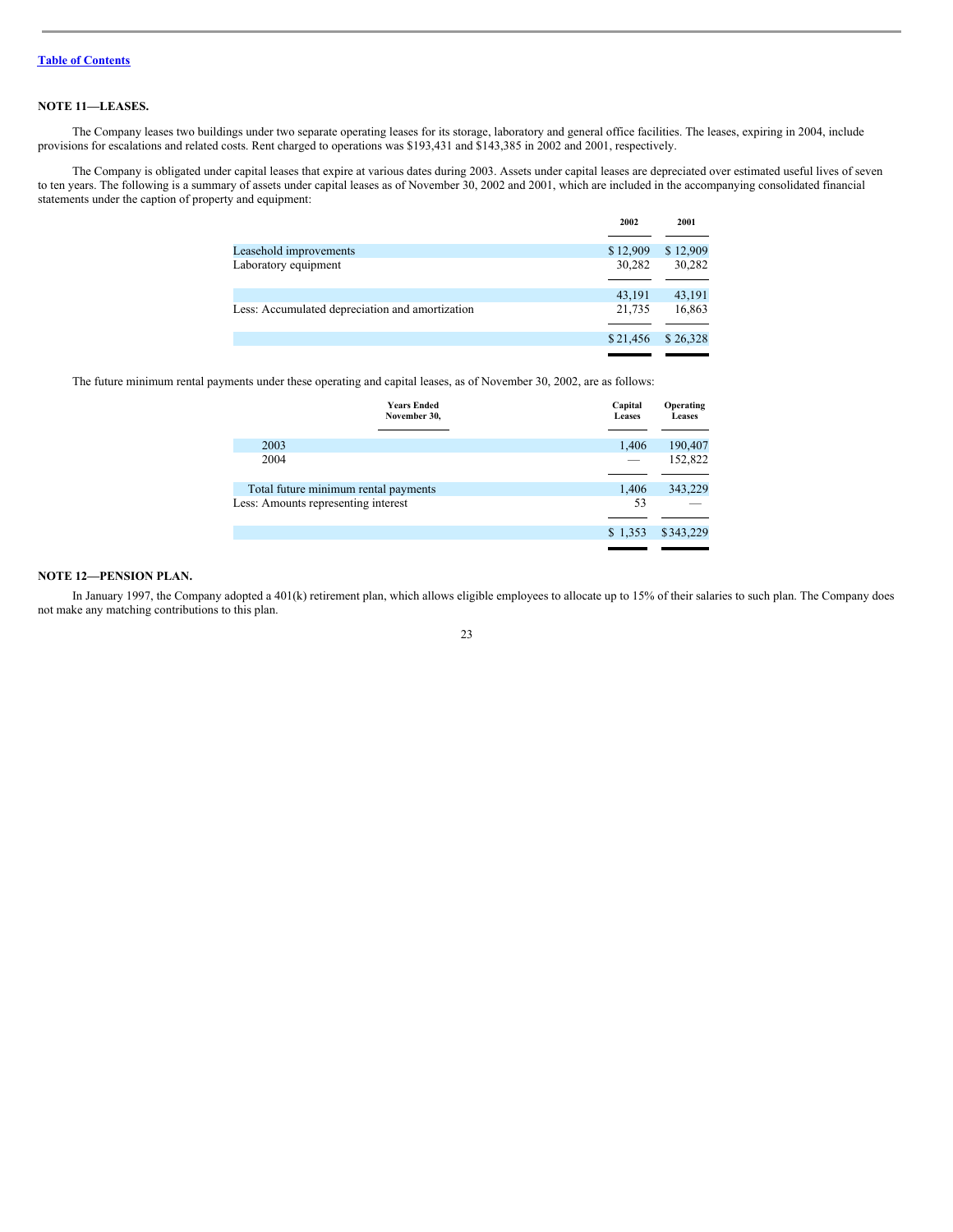[Table of Contents](#)

**NOTE 11—LEASES.**

The Company leases two buildings under two separate operating leases for its storage, laboratory and general office facilities. The leases, expiring in 2004, include provisions for escalations and related costs. Rent charged to operations was $193,431 and $143,385 in 2002 and 2001, respectively.

The Company is obligated under capital leases that expire at various dates during 2003. Assets under capital leases are depreciated over estimated useful lives of seven to ten years. The following is a summary of assets under capital leases as of November 30, 2002 and 2001, which are included in the accompanying consolidated financial statements under the caption of property and equipment:

| | 2002 | 2001 |
|---|---|---|
| Leasehold improvements | $ 12,909 | $ 12,909 |
| Laboratory equipment | 30,282 | 30,282 |
| | 43,191 | 43,191 |
| Less: Accumulated depreciation and amortization | 21,735 | 16,863 |
| | $ 21,456 | $ 26,328 |

The future minimum rental payments under these operating and capital leases, as of November 30, 2002, are as follows:

| Years Ended November 30, | Capital Leases | Operating Leases |
|---|---|---|
| 2003 | 1,406 | 190,407 |
| 2004 | — | 152,822 |
| Total future minimum rental payments | 1,406 | 343,229 |
| Less: Amounts representing interest | 53 | — |
| | $ 1,353 | $ 343,229 |

**NOTE 12—PENSION PLAN.**

In January 1997, the Company adopted a 401(k) retirement plan, which allows eligible employees to allocate up to 15% of their salaries to such plan. The Company does not make any matching contributions to this plan.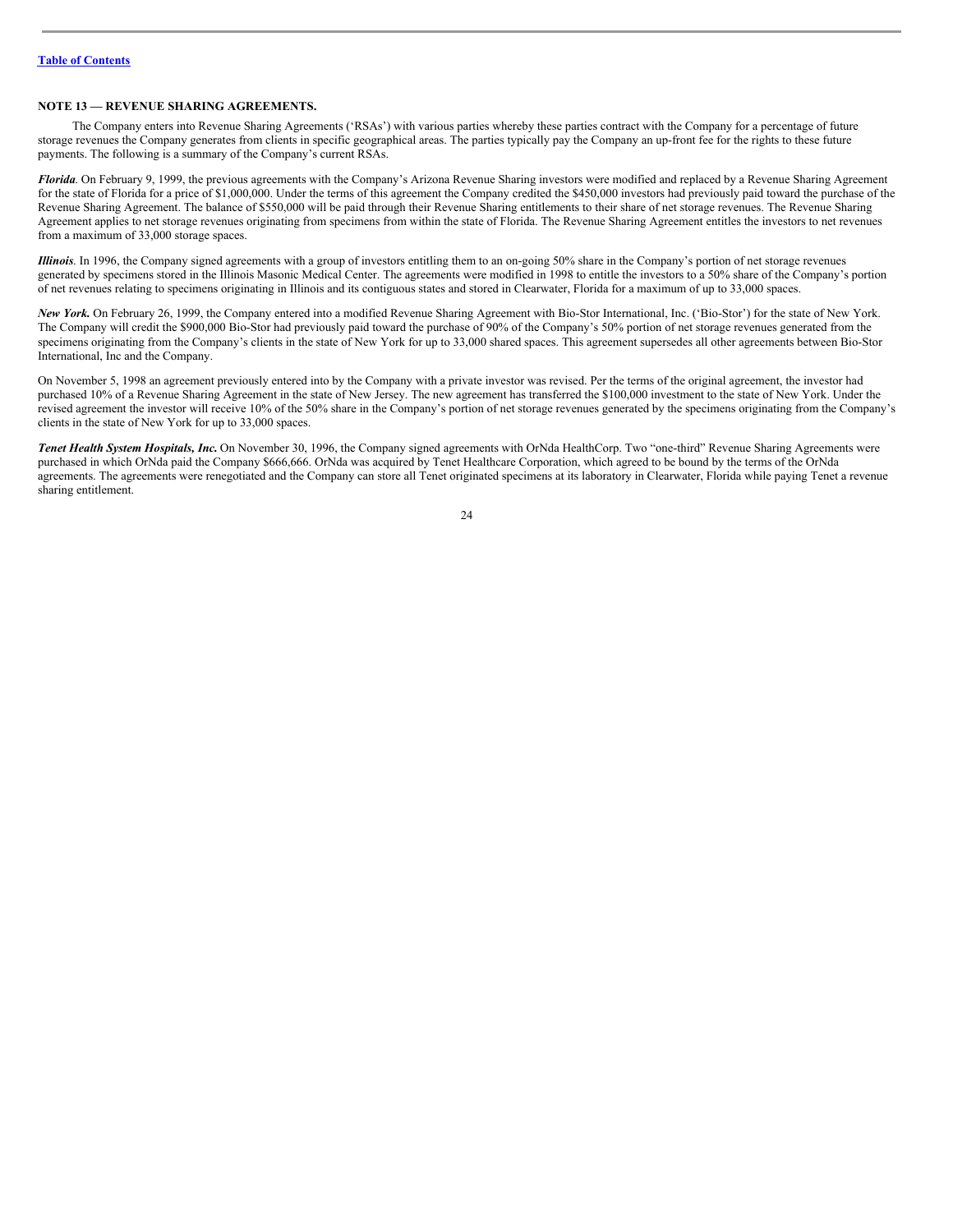## NOTE 13 — REVENUE SHARING AGREEMENTS.

The Company enters into Revenue Sharing Agreements ('RSAs') with various parties whereby these parties contract with the Company for a percentage of future storage revenues the Company generates from clients in specific geographical areas. The parties typically pay the Company an up-front fee for the rights to these future payments. The following is a summary of the Company's current RSAs.

***Florida***. On February 9, 1999, the previous agreements with the Company's Arizona Revenue Sharing investors were modified and replaced by a Revenue Sharing Agreement for the state of Florida for a price of $1,000,000. Under the terms of this agreement the Company credited the $450,000 investors had previously paid toward the purchase of the Revenue Sharing Agreement. The balance of $550,000 will be paid through their Revenue Sharing entitlements to their share of net storage revenues. The Revenue Sharing Agreement applies to net storage revenues originating from specimens from within the state of Florida. The Revenue Sharing Agreement entitles the investors to net revenues from a maximum of 33,000 storage spaces.

***Illinois***. In 1996, the Company signed agreements with a group of investors entitling them to an on-going 50% share in the Company's portion of net storage revenues generated by specimens stored in the Illinois Masonic Medical Center. The agreements were modified in 1998 to entitle the investors to a 50% share of the Company's portion of net revenues relating to specimens originating in Illinois and its contiguous states and stored in Clearwater, Florida for a maximum of up to 33,000 spaces.

***New York.*** On February 26, 1999, the Company entered into a modified Revenue Sharing Agreement with Bio-Stor International, Inc. ('Bio-Stor') for the state of New York. The Company will credit the $900,000 Bio-Stor had previously paid toward the purchase of 90% of the Company's 50% portion of net storage revenues generated from the specimens originating from the Company's clients in the state of New York for up to 33,000 shared spaces. This agreement supersedes all other agreements between Bio-Stor International, Inc and the Company.

On November 5, 1998 an agreement previously entered into by the Company with a private investor was revised. Per the terms of the original agreement, the investor had purchased 10% of a Revenue Sharing Agreement in the state of New Jersey. The new agreement has transferred the $100,000 investment to the state of New York. Under the revised agreement the investor will receive 10% of the 50% share in the Company's portion of net storage revenues generated by the specimens originating from the Company's clients in the state of New York for up to 33,000 spaces.

***Tenet Health System Hospitals, Inc.*** On November 30, 1996, the Company signed agreements with OrNda HealthCorp. Two "one-third" Revenue Sharing Agreements were purchased in which OrNda paid the Company $666,666. OrNda was acquired by Tenet Healthcare Corporation, which agreed to be bound by the terms of the OrNda agreements. The agreements were renegotiated and the Company can store all Tenet originated specimens at its laboratory in Clearwater, Florida while paying Tenet a revenue sharing entitlement.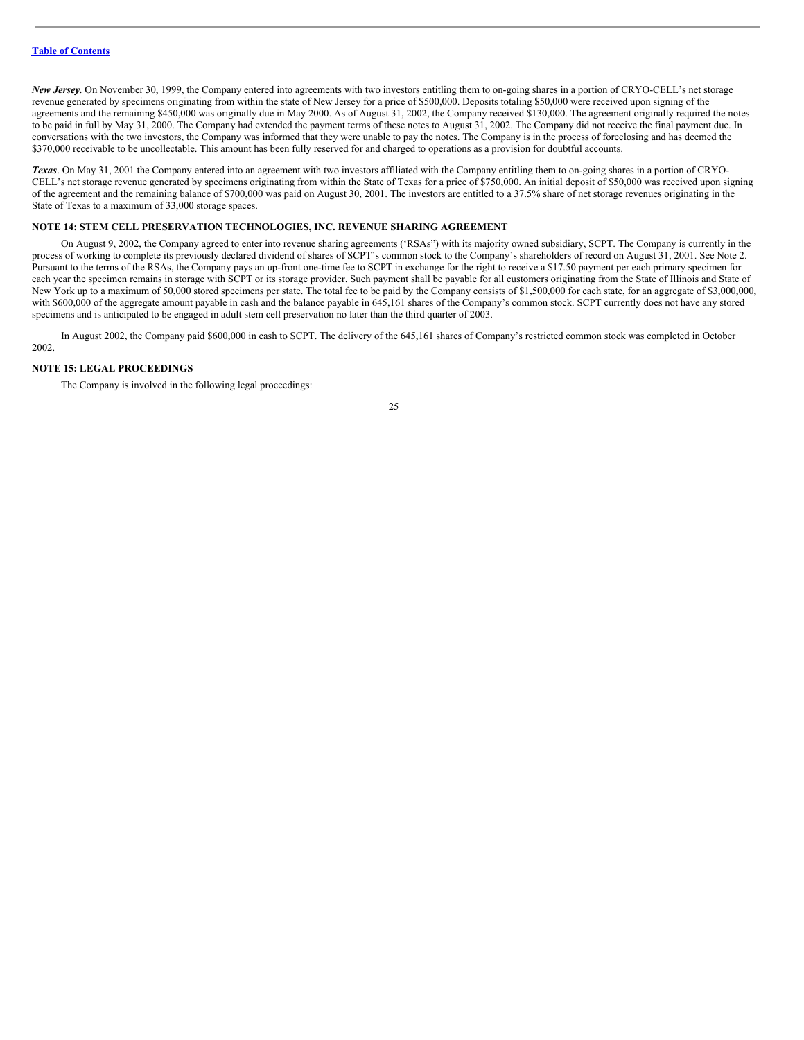*New Jersey.* On November 30, 1999, the Company entered into agreements with two investors entitling them to on-going shares in a portion of CRYO-CELL's net storage revenue generated by specimens originating from within the state of New Jersey for a price of $500,000. Deposits totaling $50,000 were received upon signing of the agreements and the remaining $450,000 was originally due in May 2000. As of August 31, 2002, the Company received $130,000. The agreement originally required the notes to be paid in full by May 31, 2000. The Company had extended the payment terms of these notes to August 31, 2002. The Company did not receive the final payment due. In conversations with the two investors, the Company was informed that they were unable to pay the notes. The Company is in the process of foreclosing and has deemed the $370,000 receivable to be uncollectable. This amount has been fully reserved for and charged to operations as a provision for doubtful accounts.

***Texas***. On May 31, 2001 the Company entered into an agreement with two investors affiliated with the Company entitling them to on-going shares in a portion of CRYO-CELL's net storage revenue generated by specimens originating from within the State of Texas for a price of $750,000. An initial deposit of $50,000 was received upon signing of the agreement and the remaining balance of $700,000 was paid on August 30, 2001. The investors are entitled to a 37.5% share of net storage revenues originating in the State of Texas to a maximum of 33,000 storage spaces.

**NOTE 14: STEM CELL PRESERVATION TECHNOLOGIES, INC. REVENUE SHARING AGREEMENT**

On August 9, 2002, the Company agreed to enter into revenue sharing agreements ('RSAs") with its majority owned subsidiary, SCPT. The Company is currently in the process of working to complete its previously declared dividend of shares of SCPT's common stock to the Company's shareholders of record on August 31, 2001. See Note 2. Pursuant to the terms of the RSAs, the Company pays an up-front one-time fee to SCPT in exchange for the right to receive a $17.50 payment per each primary specimen for each year the specimen remains in storage with SCPT or its storage provider. Such payment shall be payable for all customers originating from the State of Illinois and State of New York up to a maximum of 50,000 stored specimens per state. The total fee to be paid by the Company consists of $1,500,000 for each state, for an aggregate of $3,000,000, with $600,000 of the aggregate amount payable in cash and the balance payable in 645,161 shares of the Company's common stock. SCPT currently does not have any stored specimens and is anticipated to be engaged in adult stem cell preservation no later than the third quarter of 2003.

In August 2002, the Company paid $600,000 in cash to SCPT. The delivery of the 645,161 shares of Company's restricted common stock was completed in October 2002.

**NOTE 15: LEGAL PROCEEDINGS**

The Company is involved in the following legal proceedings: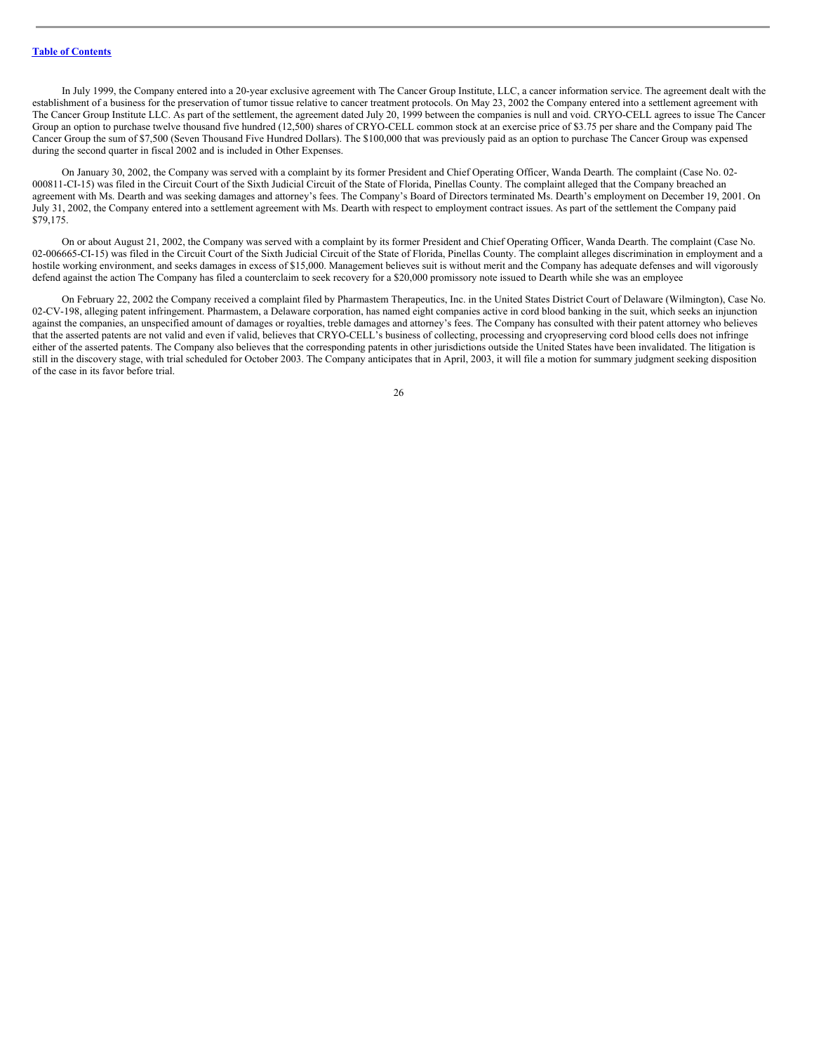In July 1999, the Company entered into a 20-year exclusive agreement with The Cancer Group Institute, LLC, a cancer information service. The agreement dealt with the establishment of a business for the preservation of tumor tissue relative to cancer treatment protocols. On May 23, 2002 the Company entered into a settlement agreement with The Cancer Group Institute LLC. As part of the settlement, the agreement dated July 20, 1999 between the companies is null and void. CRYO-CELL agrees to issue The Cancer Group an option to purchase twelve thousand five hundred (12,500) shares of CRYO-CELL common stock at an exercise price of $3.75 per share and the Company paid The Cancer Group the sum of $7,500 (Seven Thousand Five Hundred Dollars). The $100,000 that was previously paid as an option to purchase The Cancer Group was expensed during the second quarter in fiscal 2002 and is included in Other Expenses.

On January 30, 2002, the Company was served with a complaint by its former President and Chief Operating Officer, Wanda Dearth. The complaint (Case No. 02-000811-CI-15) was filed in the Circuit Court of the Sixth Judicial Circuit of the State of Florida, Pinellas County. The complaint alleged that the Company breached an agreement with Ms. Dearth and was seeking damages and attorney's fees. The Company's Board of Directors terminated Ms. Dearth's employment on December 19, 2001. On July 31, 2002, the Company entered into a settlement agreement with Ms. Dearth with respect to employment contract issues. As part of the settlement the Company paid $79,175.

On or about August 21, 2002, the Company was served with a complaint by its former President and Chief Operating Officer, Wanda Dearth. The complaint (Case No. 02-006665-CI-15) was filed in the Circuit Court of the Sixth Judicial Circuit of the State of Florida, Pinellas County. The complaint alleges discrimination in employment and a hostile working environment, and seeks damages in excess of $15,000. Management believes suit is without merit and the Company has adequate defenses and will vigorously defend against the action The Company has filed a counterclaim to seek recovery for a $20,000 promissory note issued to Dearth while she was an employee

On February 22, 2002 the Company received a complaint filed by Pharmastem Therapeutics, Inc. in the United States District Court of Delaware (Wilmington), Case No. 02-CV-198, alleging patent infringement. Pharmastem, a Delaware corporation, has named eight companies active in cord blood banking in the suit, which seeks an injunction against the companies, an unspecified amount of damages or royalties, treble damages and attorney's fees. The Company has consulted with their patent attorney who believes that the asserted patents are not valid and even if valid, believes that CRYO-CELL's business of collecting, processing and cryopreserving cord blood cells does not infringe either of the asserted patents. The Company also believes that the corresponding patents in other jurisdictions outside the United States have been invalidated. The litigation is still in the discovery stage, with trial scheduled for October 2003. The Company anticipates that in April, 2003, it will file a motion for summary judgment seeking disposition of the case in its favor before trial.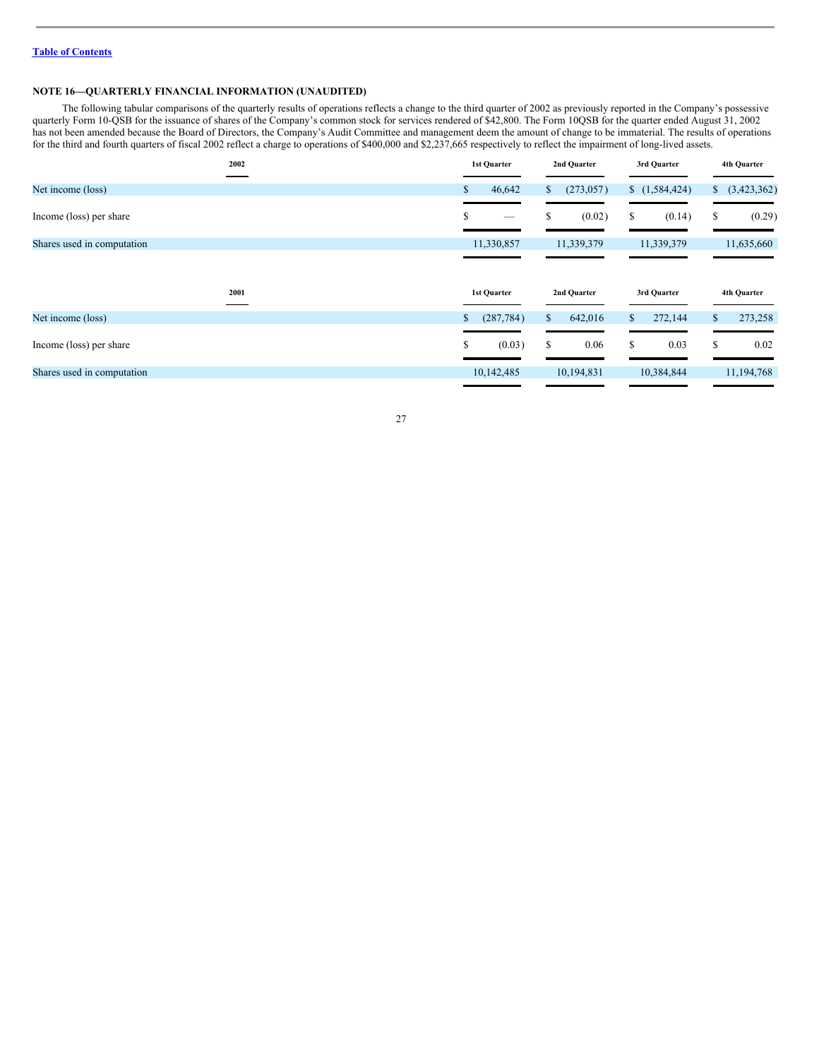[Table of Contents](#)

### NOTE 16—QUARTERLY FINANCIAL INFORMATION (UNAUDITED)

The following tabular comparisons of the quarterly results of operations reflects a change to the third quarter of 2002 as previously reported in the Company's possessive quarterly Form 10-QSB for the issuance of shares of the Company's common stock for services rendered of $42,800. The Form 10QSB for the quarter ended August 31, 2002 has not been amended because the Board of Directors, the Company's Audit Committee and management deem the amount of change to be immaterial. The results of operations for the third and fourth quarters of fiscal 2002 reflect a charge to operations of $400,000 and $2,237,665 respectively to reflect the impairment of long-lived assets.

| 2002 | 1st Quarter | 2nd Quarter | 3rd Quarter | 4th Quarter |
|---|---|---|---|---|
| Net income (loss) | $ 46,642 | $ (273,057) | $ (1,584,424) | $ (3,423,362) |
| Income (loss) per share | $ — | $ (0.02) | $ (0.14) | $ (0.29) |
| Shares used in computation | 11,330,857 | 11,339,379 | 11,339,379 | 11,635,660 |

| 2001 | 1st Quarter | 2nd Quarter | 3rd Quarter | 4th Quarter |
|---|---|---|---|---|
| Net income (loss) | $ (287,784) | $ 642,016 | $ 272,144 | $ 273,258 |
| Income (loss) per share | $ (0.03) | $ 0.06 | $ 0.03 | $ 0.02 |
| Shares used in computation | 10,142,485 | 10,194,831 | 10,384,844 | 11,194,768 |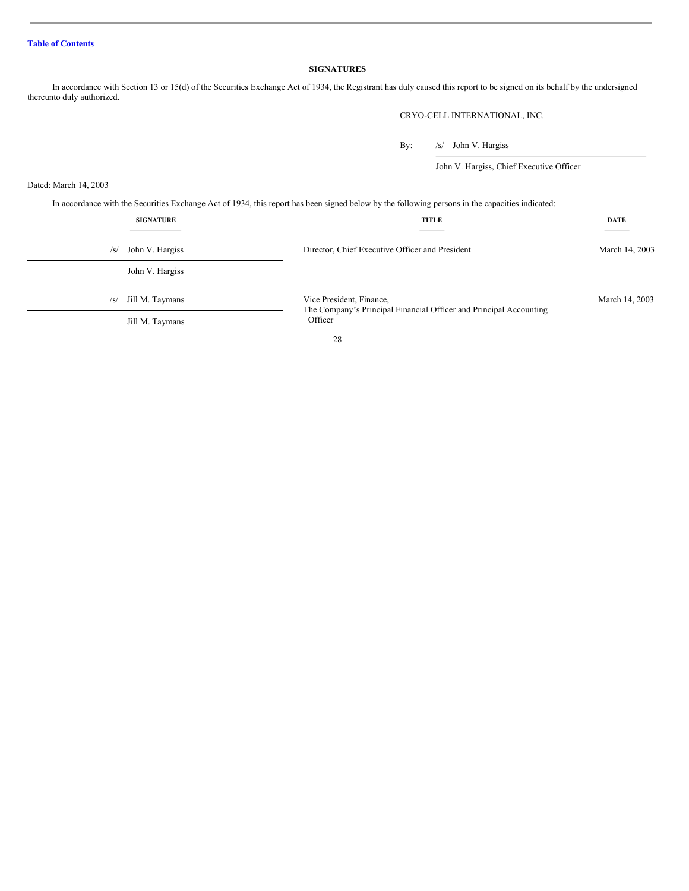[Table of Contents](#)

## SIGNATURES

In accordance with Section 13 or 15(d) of the Securities Exchange Act of 1934, the Registrant has duly caused this report to be signed on its behalf by the undersigned thereunto duly authorized.

CRYO-CELL INTERNATIONAL, INC.

By: /s/ John V. Hargiss

John V. Hargiss, Chief Executive Officer

Dated: March 14, 2003

In accordance with the Securities Exchange Act of 1934, this report has been signed below by the following persons in the capacities indicated:

| SIGNATURE | TITLE | DATE |
|---|---|---|
| /s/ John V. Hargiss<br>John V. Hargiss | Director, Chief Executive Officer and President | March 14, 2003 |
| /s/ Jill M. Taymans<br>Jill M. Taymans | Vice President, Finance,<br>The Company's Principal Financial Officer and Principal Accounting Officer | March 14, 2003 |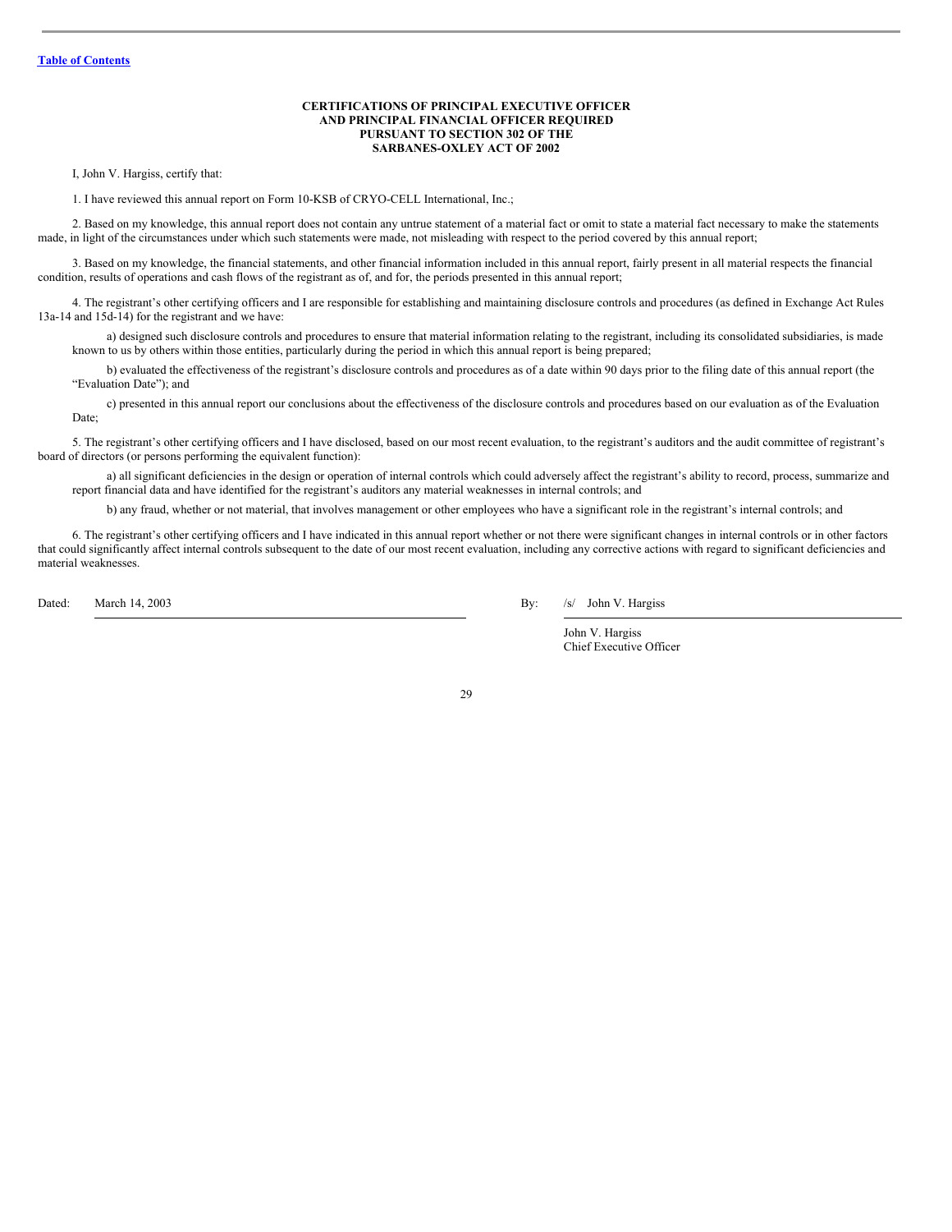[Table of Contents](#)

**CERTIFICATIONS OF PRINCIPAL EXECUTIVE OFFICER AND PRINCIPAL FINANCIAL OFFICER REQUIRED PURSUANT TO SECTION 302 OF THE SARBANES-OXLEY ACT OF 2002**

I, John V. Hargiss, certify that:

1. I have reviewed this annual report on Form 10-KSB of CRYO-CELL International, Inc.;

2. Based on my knowledge, this annual report does not contain any untrue statement of a material fact or omit to state a material fact necessary to make the statements made, in light of the circumstances under which such statements were made, not misleading with respect to the period covered by this annual report;

3. Based on my knowledge, the financial statements, and other financial information included in this annual report, fairly present in all material respects the financial condition, results of operations and cash flows of the registrant as of, and for, the periods presented in this annual report;

4. The registrant's other certifying officers and I are responsible for establishing and maintaining disclosure controls and procedures (as defined in Exchange Act Rules 13a-14 and 15d-14) for the registrant and we have:

a) designed such disclosure controls and procedures to ensure that material information relating to the registrant, including its consolidated subsidiaries, is made known to us by others within those entities, particularly during the period in which this annual report is being prepared;

b) evaluated the effectiveness of the registrant's disclosure controls and procedures as of a date within 90 days prior to the filing date of this annual report (the "Evaluation Date"); and

c) presented in this annual report our conclusions about the effectiveness of the disclosure controls and procedures based on our evaluation as of the Evaluation Date;

5. The registrant's other certifying officers and I have disclosed, based on our most recent evaluation, to the registrant's auditors and the audit committee of registrant's board of directors (or persons performing the equivalent function):

a) all significant deficiencies in the design or operation of internal controls which could adversely affect the registrant's ability to record, process, summarize and report financial data and have identified for the registrant's auditors any material weaknesses in internal controls; and

b) any fraud, whether or not material, that involves management or other employees who have a significant role in the registrant's internal controls; and

6. The registrant's other certifying officers and I have indicated in this annual report whether or not there were significant changes in internal controls or in other factors that could significantly affect internal controls subsequent to the date of our most recent evaluation, including any corrective actions with regard to significant deficiencies and material weaknesses.

Dated: March 14, 2003

By: /s/ John V. Hargiss

John V. Hargiss
Chief Executive Officer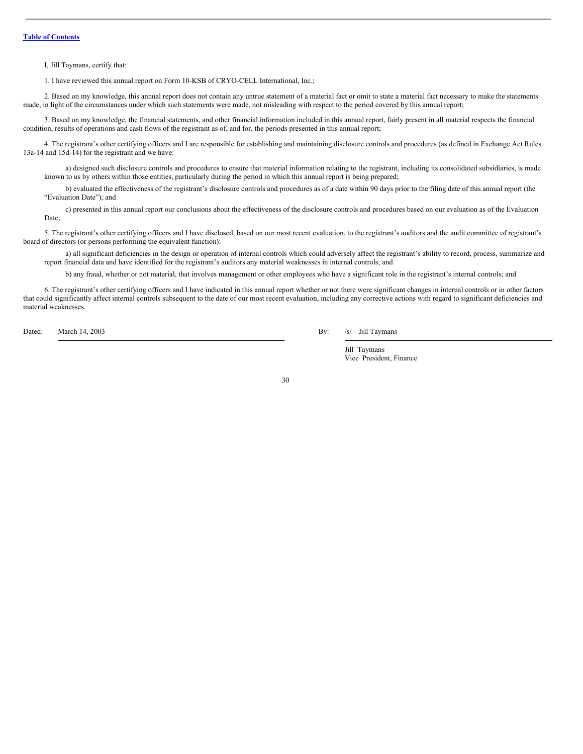[Table of Contents](#)

I, Jill Taymans, certify that:

1. I have reviewed this annual report on Form 10-KSB of CRYO-CELL International, Inc.;

2. Based on my knowledge, this annual report does not contain any untrue statement of a material fact or omit to state a material fact necessary to make the statements made, in light of the circumstances under which such statements were made, not misleading with respect to the period covered by this annual report;

3. Based on my knowledge, the financial statements, and other financial information included in this annual report, fairly present in all material respects the financial condition, results of operations and cash flows of the registrant as of, and for, the periods presented in this annual report;

4. The registrant's other certifying officers and I are responsible for establishing and maintaining disclosure controls and procedures (as defined in Exchange Act Rules 13a-14 and 15d-14) for the registrant and we have:

a) designed such disclosure controls and procedures to ensure that material information relating to the registrant, including its consolidated subsidiaries, is made known to us by others within those entities, particularly during the period in which this annual report is being prepared;

b) evaluated the effectiveness of the registrant's disclosure controls and procedures as of a date within 90 days prior to the filing date of this annual report (the "Evaluation Date"); and

c) presented in this annual report our conclusions about the effectiveness of the disclosure controls and procedures based on our evaluation as of the Evaluation Date;

5. The registrant's other certifying officers and I have disclosed, based on our most recent evaluation, to the registrant's auditors and the audit committee of registrant's board of directors (or persons performing the equivalent function):

a) all significant deficiencies in the design or operation of internal controls which could adversely affect the registrant's ability to record, process, summarize and report financial data and have identified for the registrant's auditors any material weaknesses in internal controls; and

b) any fraud, whether or not material, that involves management or other employees who have a significant role in the registrant's internal controls; and

6. The registrant's other certifying officers and I have indicated in this annual report whether or not there were significant changes in internal controls or in other factors that could significantly affect internal controls subsequent to the date of our most recent evaluation, including any corrective actions with regard to significant deficiencies and material weaknesses.

Dated: March 14, 2003

By: /s/ Jill Taymans

Jill Taymans
Vice President, Finance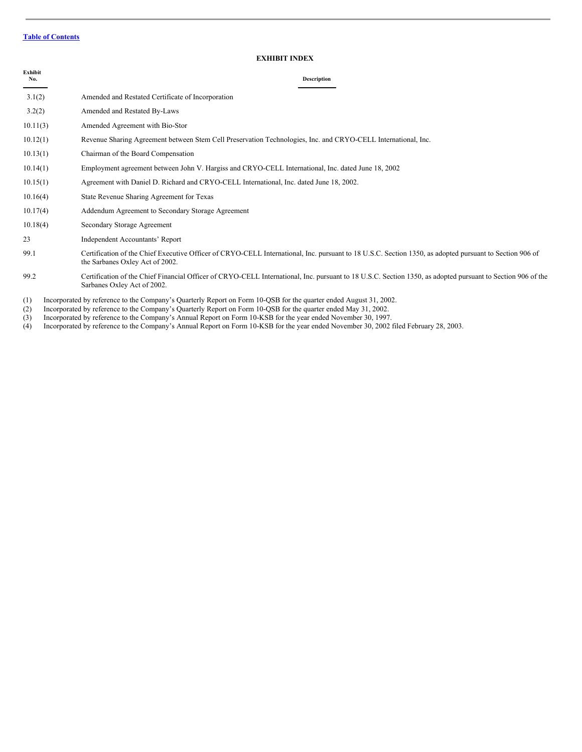[Table of Contents](#)

## EXHIBIT INDEX

| Exhibit No. | Description |
|---|---|
| 3.1(2) | Amended and Restated Certificate of Incorporation |
| 3.2(2) | Amended and Restated By-Laws |
| 10.11(3) | Amended Agreement with Bio-Stor |
| 10.12(1) | Revenue Sharing Agreement between Stem Cell Preservation Technologies, Inc. and CRYO-CELL International, Inc. |
| 10.13(1) | Chairman of the Board Compensation |
| 10.14(1) | Employment agreement between John V. Hargiss and CRYO-CELL International, Inc. dated June 18, 2002 |
| 10.15(1) | Agreement with Daniel D. Richard and CRYO-CELL International, Inc. dated June 18, 2002. |
| 10.16(4) | State Revenue Sharing Agreement for Texas |
| 10.17(4) | Addendum Agreement to Secondary Storage Agreement |
| 10.18(4) | Secondary Storage Agreement |
| 23 | Independent Accountants' Report |
| 99.1 | Certification of the Chief Executive Officer of CRYO-CELL International, Inc. pursuant to 18 U.S.C. Section 1350, as adopted pursuant to Section 906 of the Sarbanes Oxley Act of 2002. |
| 99.2 | Certification of the Chief Financial Officer of CRYO-CELL International, Inc. pursuant to 18 U.S.C. Section 1350, as adopted pursuant to Section 906 of the Sarbanes Oxley Act of 2002. |

(1) Incorporated by reference to the Company's Quarterly Report on Form 10-QSB for the quarter ended August 31, 2002.
(2) Incorporated by reference to the Company's Quarterly Report on Form 10-QSB for the quarter ended May 31, 2002.
(3) Incorporated by reference to the Company's Annual Report on Form 10-KSB for the year ended November 30, 1997.
(4) Incorporated by reference to the Company's Annual Report on Form 10-KSB for the year ended November 30, 2002 filed February 28, 2003.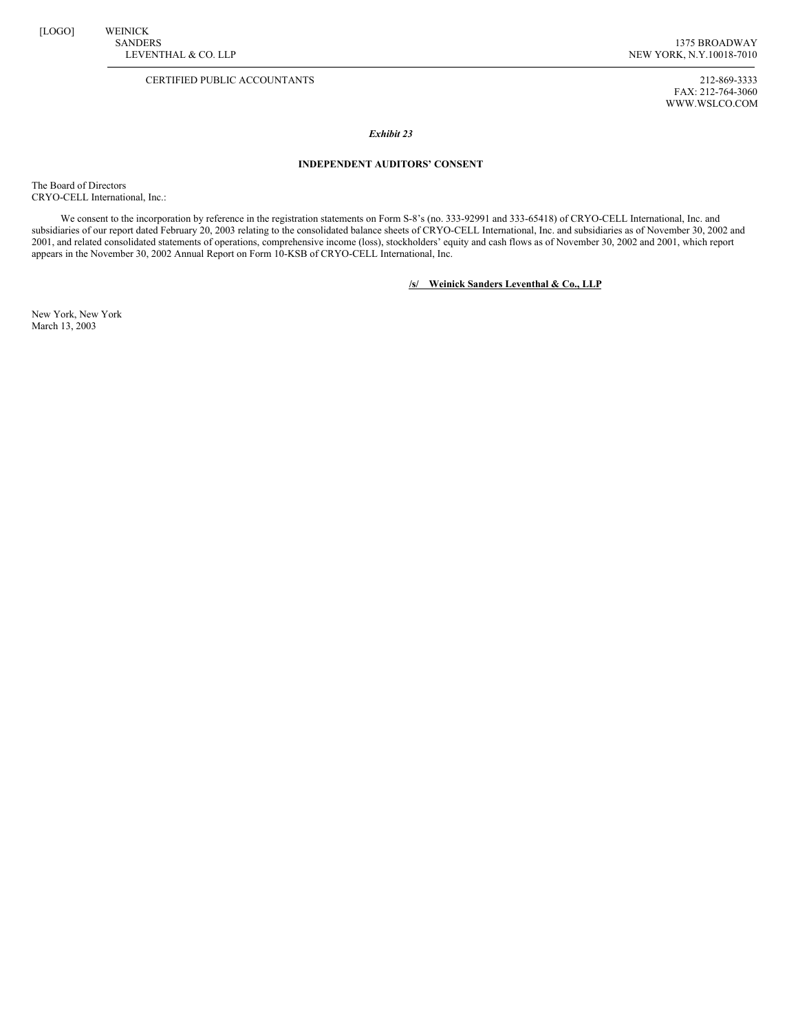[LOGO] WEINICK
SANDERS
LEVENTHAL & CO. LLP

1375 BROADWAY
NEW YORK, N.Y.10018-7010

CERTIFIED PUBLIC ACCOUNTANTS

212-869-3333
FAX: 212-764-3060
WWW.WSLCO.COM

***Exhibit 23***

**INDEPENDENT AUDITORS' CONSENT**

The Board of Directors
CRYO-CELL International, Inc.:

We consent to the incorporation by reference in the registration statements on Form S-8's (no. 333-92991 and 333-65418) of CRYO-CELL International, Inc. and subsidiaries of our report dated February 20, 2003 relating to the consolidated balance sheets of CRYO-CELL International, Inc. and subsidiaries as of November 30, 2002 and 2001, and related consolidated statements of operations, comprehensive income (loss), stockholders' equity and cash flows as of November 30, 2002 and 2001, which report appears in the November 30, 2002 Annual Report on Form 10-KSB of CRYO-CELL International, Inc.

**/s/ Weinick Sanders Leventhal & Co., LLP**

New York, New York
March 13, 2003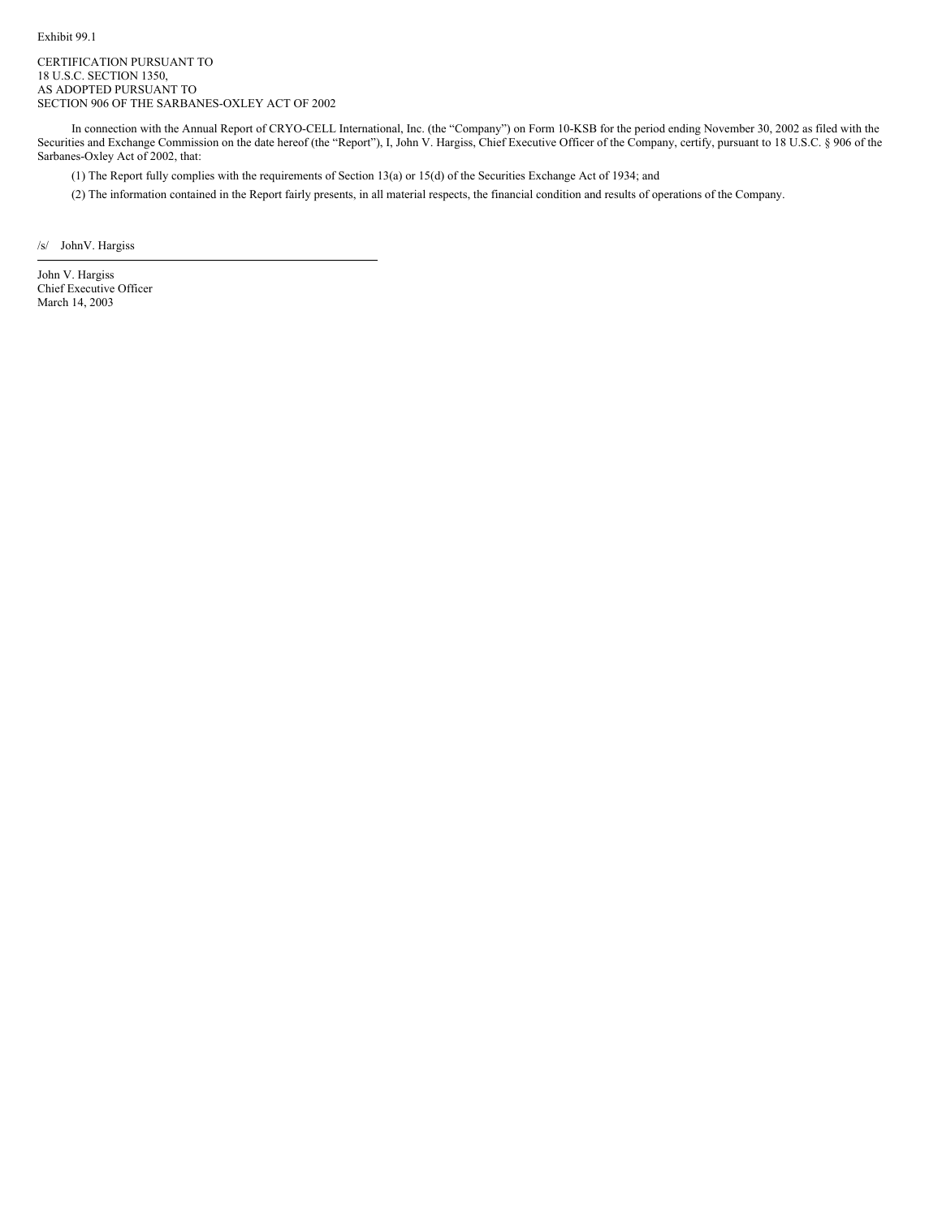Exhibit 99.1

CERTIFICATION PURSUANT TO
18 U.S.C. SECTION 1350,
AS ADOPTED PURSUANT TO
SECTION 906 OF THE SARBANES-OXLEY ACT OF 2002

In connection with the Annual Report of CRYO-CELL International, Inc. (the "Company") on Form 10-KSB for the period ending November 30, 2002 as filed with the Securities and Exchange Commission on the date hereof (the "Report"), I, John V. Hargiss, Chief Executive Officer of the Company, certify, pursuant to 18 U.S.C. § 906 of the Sarbanes-Oxley Act of 2002, that:

(1) The Report fully complies with the requirements of Section 13(a) or 15(d) of the Securities Exchange Act of 1934; and

(2) The information contained in the Report fairly presents, in all material respects, the financial condition and results of operations of the Company.

/s/ JohnV. Hargiss

John V. Hargiss
Chief Executive Officer
March 14, 2003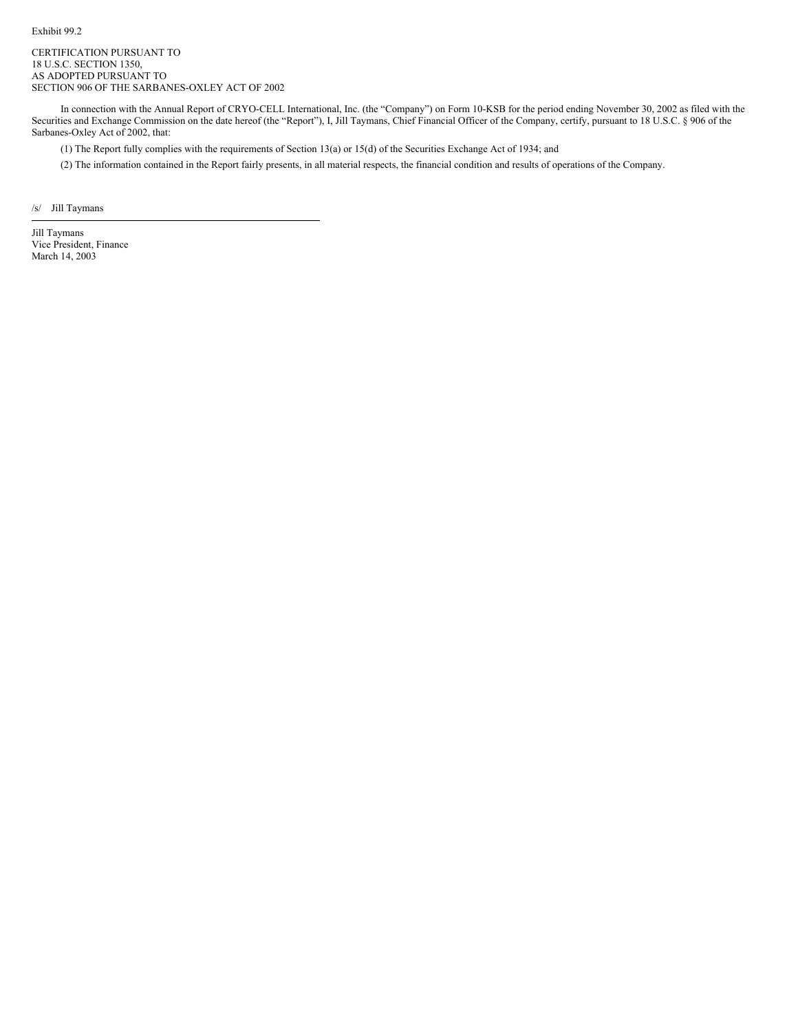Exhibit 99.2

CERTIFICATION PURSUANT TO
18 U.S.C. SECTION 1350,
AS ADOPTED PURSUANT TO
SECTION 906 OF THE SARBANES-OXLEY ACT OF 2002

In connection with the Annual Report of CRYO-CELL International, Inc. (the "Company") on Form 10-KSB for the period ending November 30, 2002 as filed with the Securities and Exchange Commission on the date hereof (the "Report"), I, Jill Taymans, Chief Financial Officer of the Company, certify, pursuant to 18 U.S.C. § 906 of the Sarbanes-Oxley Act of 2002, that:

(1) The Report fully complies with the requirements of Section 13(a) or 15(d) of the Securities Exchange Act of 1934; and

(2) The information contained in the Report fairly presents, in all material respects, the financial condition and results of operations of the Company.

/s/ Jill Taymans

Jill Taymans
Vice President, Finance
March 14, 2003